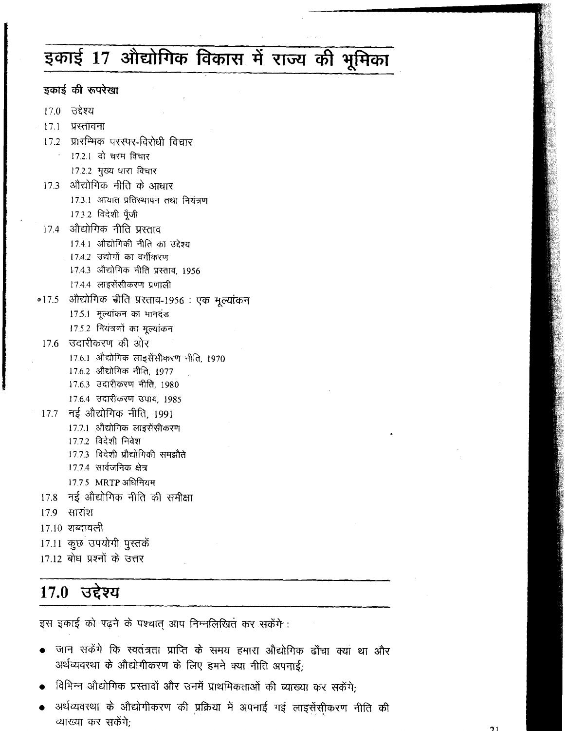# इकाई 17 औद्योगिक विकास में राज्य की भूमिका

**इकाई की रूपरेखा**

17.0 उद्देश्य

17.1 प्रस्तावना

17.2 प्रारम्भिक परस्पर-विरोधी विचार

- 17.2.1 दो चरम विचार
- 17.2.2 मुख्य धारा विचार

17.3 औद्योगिक नीति के आधार

- 17.3.1 आयात प्रतिस्थापन तथा नियंत्रण
- 17.3.2 विदेशी पूँजी

17.4 औद्योगिक नीति प्रस्ताव

- 17.4.1 औद्योगिकी नीति का उद्देश्य
- 17.4.2 उद्योगों का वर्गीकरण
- 17.4.3 औद्योगिक नीति प्रस्ताव, 1956
- 17.4.4 लाइसेंसीकरण प्रणाली

17.5 औद्योगिक नीति प्रस्ताव-1956 : एक मूल्यांकन

- 17.5.1 मूल्यांकन का मानदंड
- 17.5.2 नियंत्रणों का मूल्यांकन

17.6 उदारीकरण की ओर

- 17.6.1 औद्योगिक लाइसेंसीकरण नीति, 1970
- 17.6.2 औद्योगिक नीति, 1977
- 17.6.3 उदारीकरण नीति, 1980
- 17.6.4 उदारीकरण उपाय, 1985

17.7 नई औद्योगिक नीति, 1991

- 17.7.1 औद्योगिक लाइसेंसीकरण
- 17.7.2 विदेशी निवेश
- 17.7.3 विदेशी प्रौद्योगिकी समझौते
- 17.7.4 सार्वजनिक क्षेत्र
- 17.7.5 MRTP अधिनियम

17.8 नई औद्योगिक नीति की समीक्षा

17.9 सारांश

17.10 शब्दावली

17.11 कुछ उपयोगी पुस्तकें

17.12 बोध प्रश्नों के उत्तर

## 17.0 उद्देश्य

इस इकाई को पढ़ने के पश्चात् आप निम्नलिखित कर सकेंगे :

- जान सकेंगे कि स्वतंत्रता प्राप्ति के समय हमारा औद्योगिक ढाँचा क्या था और अर्थव्यवस्था के औद्योगीकरण के लिए हमने क्या नीति अपनाई;
- विभिन्न औद्योगिक प्रस्तावों और उनमें प्राथमिकताओं की व्याख्या कर सकेंगे;
- अर्थव्यवस्था के औद्योगीकरण की प्रक्रिया में अपनाई गई लाइसेंसीकरण नीति की व्याख्या कर सकेंगे;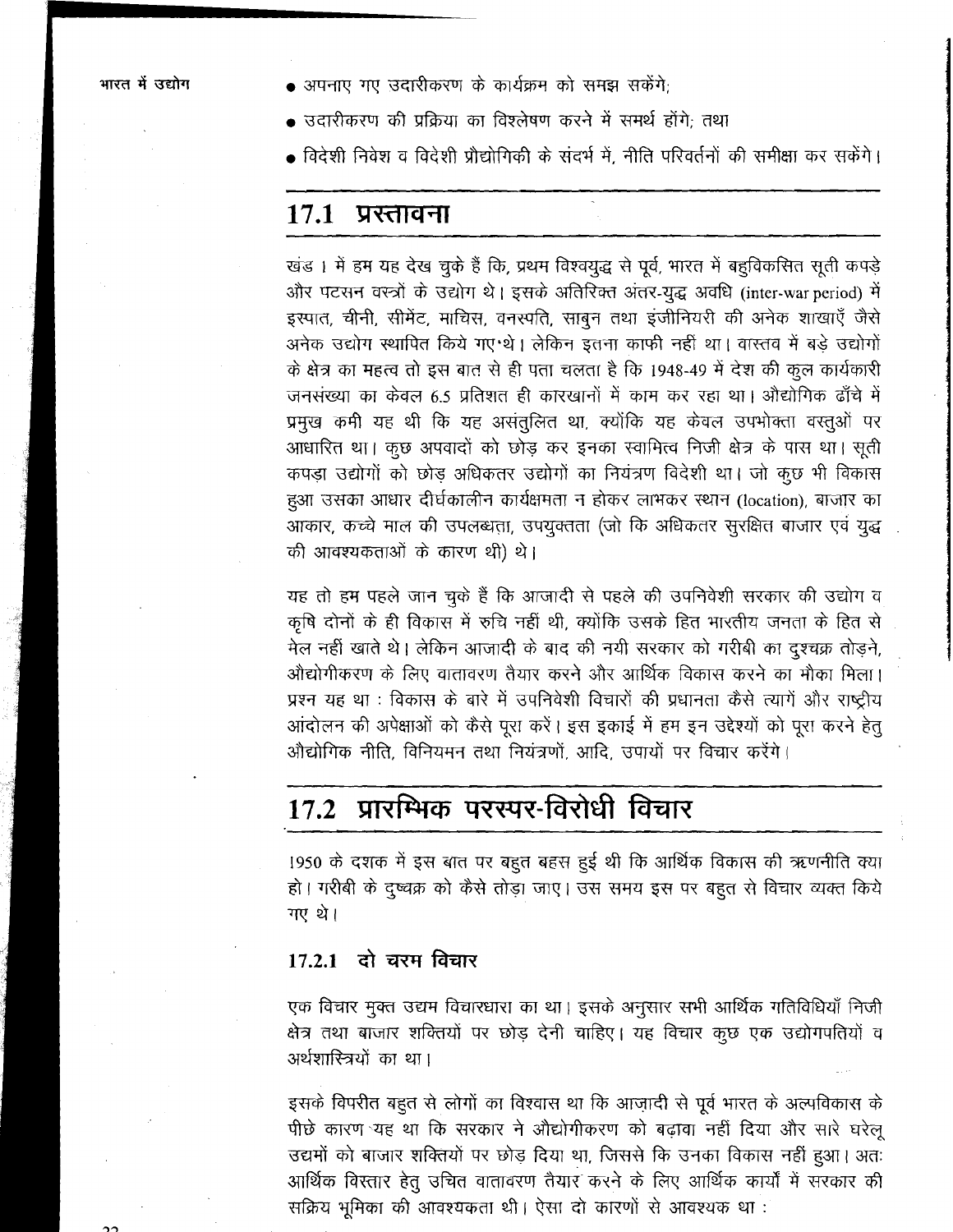- अपनाए गए उदारीकरण के कार्यक्रम को समझ सकेंगे;
- उदारीकरण की प्रक्रिया का विश्लेषण करने में समर्थ होंगे; तथा
- विदेशी निवेश व विदेशी प्रौद्योगिकी के संदर्भ में, नीति परिवर्तनों की समीक्षा कर सकेंगे।

## 17.1 प्रस्तावना

खंड 1 में हम यह देख चुके हैं कि, प्रथम विश्वयुद्ध से पूर्व, भारत में बहुविकसित सूती कपड़े और पटसन वस्त्रों के उद्योग थे। इसके अतिरिक्त अंतर-युद्ध अवधि (inter-war period) में इस्पात, चीनी, सीमेंट, माचिस, वनस्पति, साबुन तथा इंजीनियरी की अनेक शाखाएँ जैसे अनेक उद्योग स्थापित किये गए थे। लेकिन इतना काफी नहीं था। वास्तव में बड़े उद्योगों के क्षेत्र का महत्व तो इस बात से ही पता चलता है कि 1948-49 में देश की कुल कार्यकारी जनसंख्या का केवल 6.5 प्रतिशत ही कारखानों में काम कर रहा था। औद्योगिक ढाँचे में प्रमुख कमी यह थी कि यह असंतुलित था, क्योंकि यह केवल उपभोक्ता वस्तुओं पर आधारित था। कुछ अपवादों को छोड़ कर इनका स्वामित्व निजी क्षेत्र के पास था। सूती कपड़ा उद्योगों को छोड़ अधिकतर उद्योगों का नियंत्रण विदेशी था। जो कुछ भी विकास हुआ उसका आधार दीर्घकालीन कार्यक्षमता न होकर लाभकर स्थान (location), बाजार का आकार, कच्चे माल की उपलब्धता, उपयुक्तता (जो कि अधिकतर सुरक्षित बाजार एवं युद्ध की आवश्यकताओं के कारण थी) थे।

यह तो हम पहले जान चुके हैं कि आजादी से पहले की उपनिवेशी सरकार की उद्योग व कृषि दोनों के ही विकास में रुचि नहीं थी, क्योंकि उसके हित भारतीय जनता के हित से मेल नहीं खाते थे। लेकिन आजादी के बाद की नयी सरकार को गरीबी का दुश्चक्र तोड़ने, औद्योगीकरण के लिए वातावरण तैयार करने और आर्थिक विकास करने का मौका मिला। प्रश्न यह था : विकास के बारे में उपनिवेशी विचारों की प्रधानता कैसे त्यागें और राष्ट्रीय आंदोलन की अपेक्षाओं को कैसे पूरा करें। इस इकाई में हम इन उद्देश्यों को पूरा करने हेतु औद्योगिक नीति, विनियमन तथा नियंत्रणों, आदि, उपायों पर विचार करेंगे।

## 17.2 प्रारम्भिक परस्पर-विरोधी विचार

1950 के दशक में इस बात पर बहुत बहस हुई थी कि आर्थिक विकास की ऋणनीति क्या हो। गरीबी के दुष्चक्र को कैसे तोड़ा जाए। उस समय इस पर बहुत से विचार व्यक्त किये गए थे।

### 17.2.1 दो चरम विचार

एक विचार मुक्त उद्यम विचारधारा का था। इसके अनुसार सभी आर्थिक गतिविधियाँ निजी क्षेत्र तथा बाजार शक्तियों पर छोड़ देनी चाहिए। यह विचार कुछ एक उद्योगपतियों व अर्थशास्त्रियों का था।

इसके विपरीत बहुत से लोगों का विश्वास था कि आज़ादी से पूर्व भारत के अल्पविकास के पीछे कारण यह था कि सरकार ने औद्योगीकरण को बढ़ावा नहीं दिया और सारे घरेलू उद्यमों को बाजार शक्तियों पर छोड़ दिया था, जिससे कि उनका विकास नहीं हुआ। अतः आर्थिक विस्तार हेतु उचित वातावरण तैयार करने के लिए आर्थिक कार्यों में सरकार की सक्रिय भूमिका की आवश्यकता थी। ऐसा दो कारणों से आवश्यक था :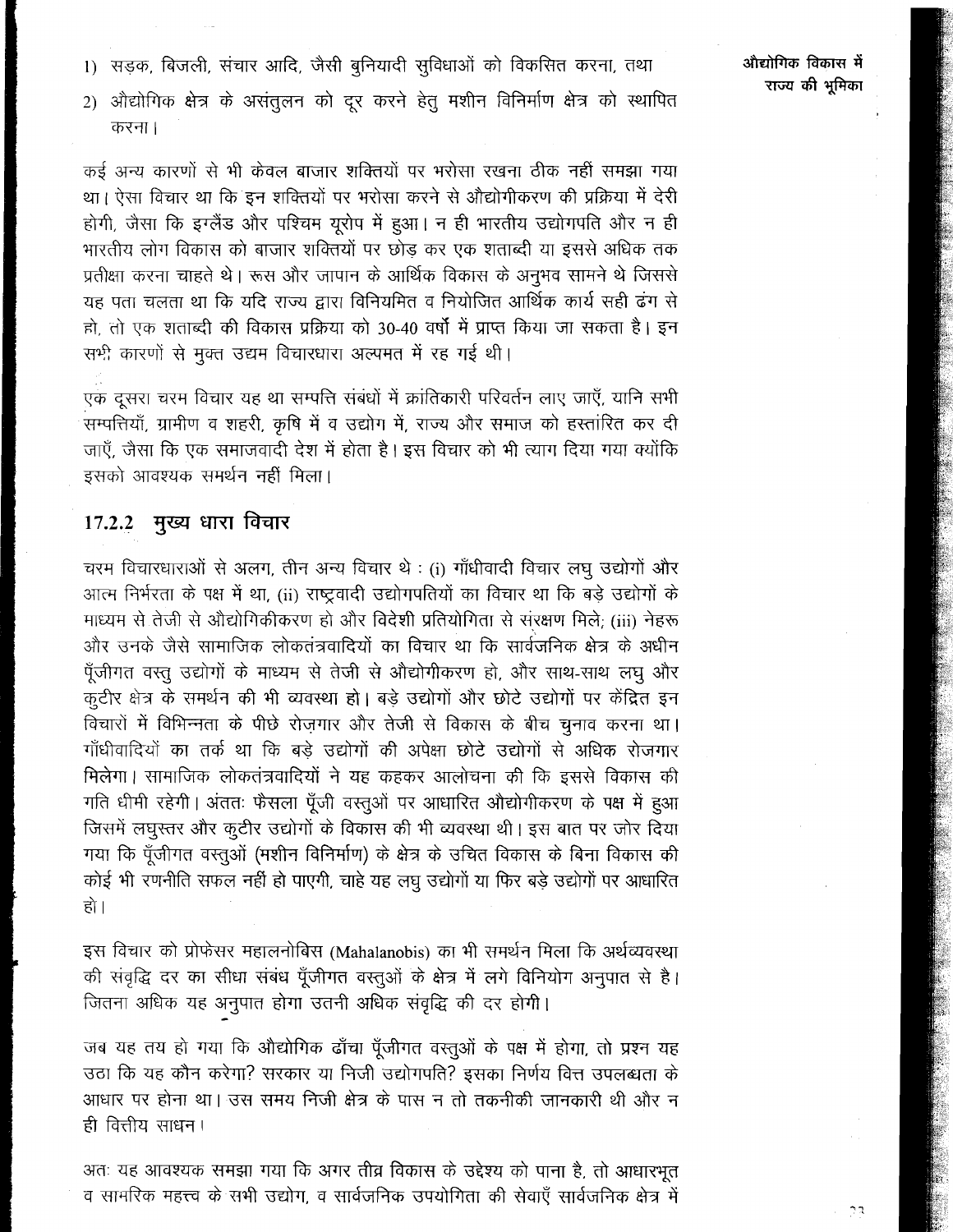1) सड़क, बिजली, संचार आदि, जैसी बुनियादी सुविधाओं को विकसित करना, तथा
2) औद्योगिक क्षेत्र के असंतुलन को दूर करने हेतु मशीन विनिर्माण क्षेत्र को स्थापित करना।

कई अन्य कारणों से भी केवल बाजार शक्तियों पर भरोसा रखना ठीक नहीं समझा गया था। ऐसा विचार था कि इन शक्तियों पर भरोसा करने से औद्योगीकरण की प्रक्रिया में देरी होगी, जैसा कि इंग्लैंड और पश्चिम यूरोप में हुआ। न ही भारतीय उद्योगपति और न ही भारतीय लोग विकास को बाजार शक्तियों पर छोड़ कर एक शताब्दी या इससे अधिक तक प्रतीक्षा करना चाहते थे। रूस और जापान के आर्थिक विकास के अनुभव सामने थे जिससे यह पता चलता था कि यदि राज्य द्वारा विनियमित व नियोजित आर्थिक कार्य सही ढंग से हो, तो एक शताब्दी की विकास प्रक्रिया को 30-40 वर्षों में प्राप्त किया जा सकता है। इन सभी कारणों से मुक्त उद्यम विचारधारा अल्पमत में रह गई थी।

एक दूसरा चरम विचार यह था सम्पत्ति संबंधों में क्रांतिकारी परिवर्तन लाए जाएँ, यानि सभी सम्पत्तियाँ, ग्रामीण व शहरी, कृषि में व उद्योग में, राज्य और समाज को हस्तांतरित कर दी जाएँ, जैसा कि एक समाजवादी देश में होता है। इस विचार को भी त्याग दिया गया क्योंकि इसको आवश्यक समर्थन नहीं मिला।

### 17.2.2 मुख्य धारा विचार

चरम विचारधाराओं से अलग, तीन अन्य विचार थे : (i) गाँधीवादी विचार लघु उद्योगों और आत्म निर्भरता के पक्ष में था, (ii) राष्ट्रवादी उद्योगपतियों का विचार था कि बड़े उद्योगों के माध्यम से तेजी से औद्योगिकीकरण हो और विदेशी प्रतियोगिता से संरक्षण मिले; (iii) नेहरू और उनके जैसे सामाजिक लोकतंत्रवादियों का विचार था कि सार्वजनिक क्षेत्र के अधीन पूँजीगत वस्तु उद्योगों के माध्यम से तेजी से औद्योगीकरण हो, और साथ-साथ लघु और कुटीर क्षेत्र के समर्थन की भी व्यवस्था हो। बड़े उद्योगों और छोटे उद्योगों पर केंद्रित इन विचारों में विभिन्नता के पीछे रोज़गार और तेजी से विकास के बीच चुनाव करना था। गाँधीवादियों का तर्क था कि बड़े उद्योगों की अपेक्षा छोटे उद्योगों से अधिक रोजगार मिलेगा। सामाजिक लोकतंत्रवादियों ने यह कहकर आलोचना की कि इससे विकास की गति धीमी रहेगी। अंततः फैसला पूँजी वस्तुओं पर आधारित औद्योगीकरण के पक्ष में हुआ जिसमें लघुस्तर और कुटीर उद्योगों के विकास की भी व्यवस्था थी। इस बात पर जोर दिया गया कि पूँजीगत वस्तुओं (मशीन विनिर्माण) के क्षेत्र के उचित विकास के बिना विकास की कोई भी रणनीति सफल नहीं हो पाएगी, चाहे यह लघु उद्योगों या फिर बड़े उद्योगों पर आधारित हो।

इस विचार को प्रोफेसर महालनोबिस (Mahalanobis) का भी समर्थन मिला कि अर्थव्यवस्था की संवृद्धि दर का सीधा संबंध पूँजीगत वस्तुओं के क्षेत्र में लगे विनियोग अनुपात से है। जितना अधिक यह अनुपात होगा उतनी अधिक संवृद्धि की दर होगी।

जब यह तय हो गया कि औद्योगिक ढाँचा पूँजीगत वस्तुओं के पक्ष में होगा, तो प्रश्न यह उठा कि यह कौन करेगा? सरकार या निजी उद्योगपति? इसका निर्णय वित्त उपलब्धता के आधार पर होना था। उस समय निजी क्षेत्र के पास न तो तकनीकी जानकारी थी और न ही वित्तीय साधन।

अतः यह आवश्यक समझा गया कि अगर तीव्र विकास के उद्देश्य को पाना है, तो आधारभूत व सामरिक महत्त्व के सभी उद्योग, व सार्वजनिक उपयोगिता की सेवाएँ सार्वजनिक क्षेत्र में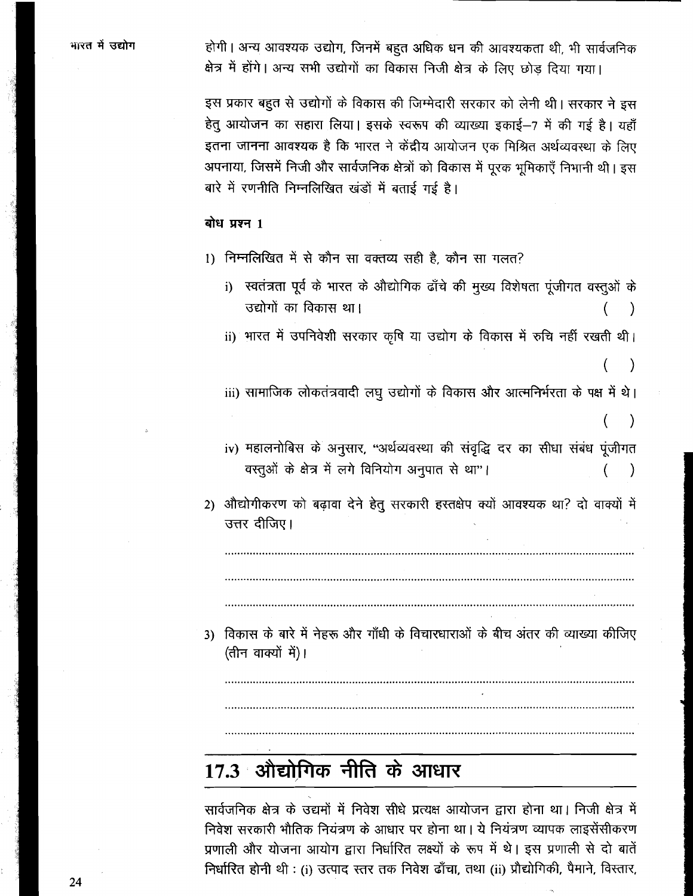होगी। अन्य आवश्यक उद्योग, जिनमें बहुत अधिक धन की आवश्यकता थी, भी सार्वजनिक क्षेत्र में होंगे। अन्य सभी उद्योगों का विकास निजी क्षेत्र के लिए छोड़ दिया गया।

इस प्रकार बहुत से उद्योगों के विकास की जिम्मेदारी सरकार को लेनी थी। सरकार ने इस हेतु आयोजन का सहारा लिया। इसके स्वरूप की व्याख्या इकाई–7 में की गई है। यहाँ इतना जानना आवश्यक है कि भारत ने केंद्रीय आयोजन एक मिश्रित अर्थव्यवस्था के लिए अपनाया, जिसमें निजी और सार्वजनिक क्षेत्रों को विकास में पूरक भूमिकाएँ निभानी थी। इस बारे में रणनीति निम्नलिखित खंडों में बताई गई है।

**बोध प्रश्न 1**

1) निम्नलिखित में से कौन सा वक्तव्य सही है, कौन सा गलत?

   i) स्वतंत्रता पूर्व के भारत के औद्योगिक ढाँचे की मुख्य विशेषता पूंजीगत वस्तुओं के उद्योगों का विकास था। ( )

   ii) भारत में उपनिवेशी सरकार कृषि या उद्योग के विकास में रुचि नहीं रखती थी। ( )

   iii) सामाजिक लोकतंत्रवादी लघु उद्योगों के विकास और आत्मनिर्भरता के पक्ष में थे। ( )

   iv) महालनोबिस के अनुसार, "अर्थव्यवस्था की संवृद्धि दर का सीधा संबंध पूंजीगत वस्तुओं के क्षेत्र में लगे विनियोग अनुपात से था"। ( )

2) औद्योगीकरण को बढ़ावा देने हेतु सरकारी हस्तक्षेप क्यों आवश्यक था? दो वाक्यों में उत्तर दीजिए।

..............................................................................................................................

..............................................................................................................................

..............................................................................................................................

3) विकास के बारे में नेहरू और गाँधी के विचारधाराओं के बीच अंतर की व्याख्या कीजिए (तीन वाक्यों में)।

..............................................................................................................................

..............................................................................................................................

..............................................................................................................................

## 17.3 औद्योगिक नीति के आधार

सार्वजनिक क्षेत्र के उद्यमों में निवेश सीधे प्रत्यक्ष आयोजन द्वारा होना था। निजी क्षेत्र में निवेश सरकारी भौतिक नियंत्रण के आधार पर होना था। ये नियंत्रण व्यापक लाइसेंसीकरण प्रणाली और योजना आयोग द्वारा निर्धारित लक्ष्यों के रूप में थे। इस प्रणाली से दो बातें निर्धारित होनी थी : (i) उत्पाद स्तर तक निवेश ढाँचा, तथा (ii) प्रौद्योगिकी, पैमाने, विस्तार,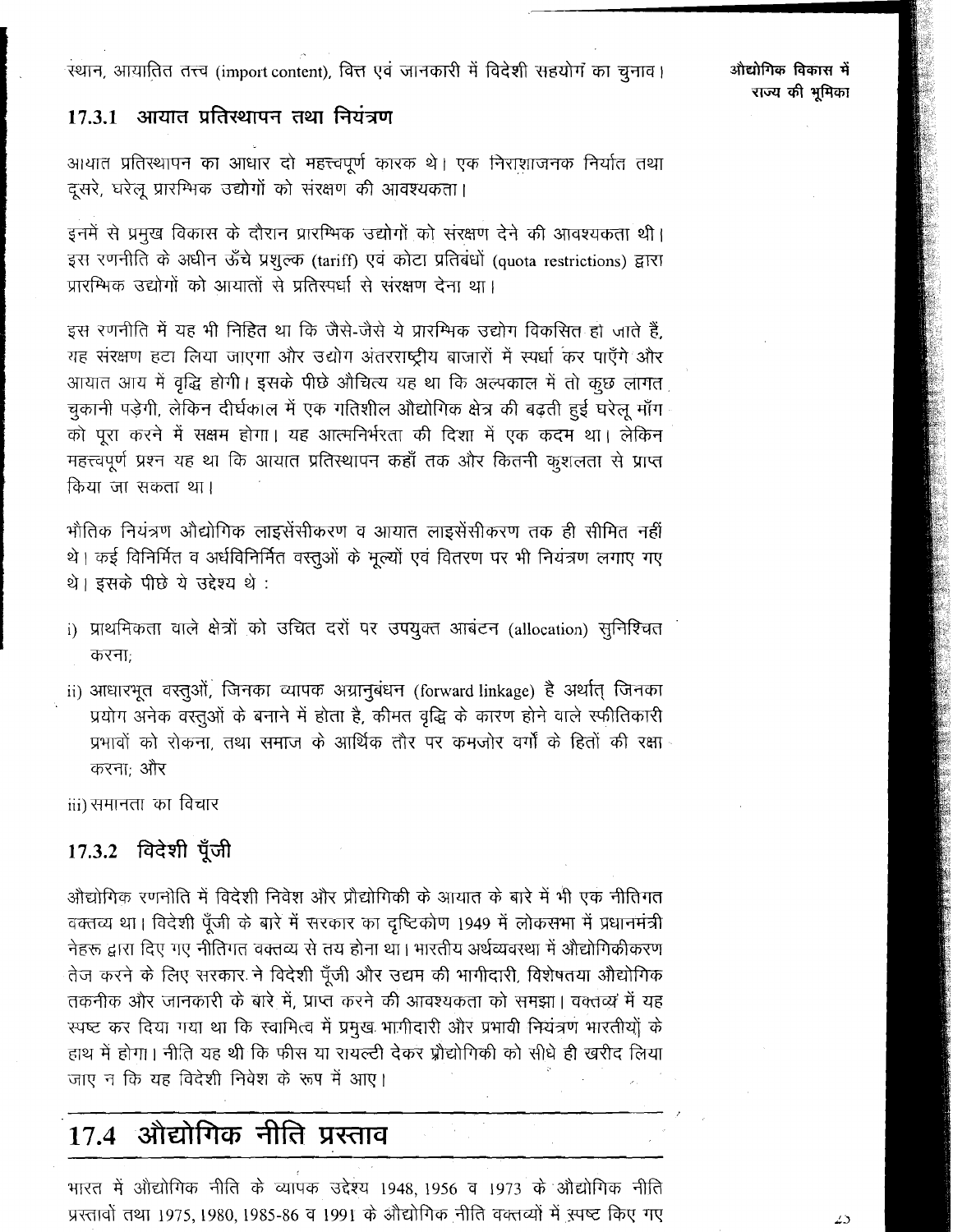स्थान, आयातित तत्त्व (import content), वित्त एवं जानकारी में विदेशी सहयोग का चुनाव।

### 17.3.1 आयात प्रतिस्थापन तथा नियंत्रण

आयात प्रतिस्थापन का आधार दो महत्त्वपूर्ण कारक थे। एक निराशाजनक निर्यात तथा दूसरे, घरेलू प्रारम्भिक उद्योगों को संरक्षण की आवश्यकता।

इनमें से प्रमुख विकास के दौरान प्रारम्भिक उद्योगों को संरक्षण देने की आवश्यकता थी। इस रणनीति के अधीन ऊँचे प्रशुल्क (tariff) एवं कोटा प्रतिबंधों (quota restrictions) द्वारा प्रारम्भिक उद्योगों को आयातों से प्रतिस्पर्धा से संरक्षण देना था।

इस रणनीति में यह भी निहित था कि जैसे-जैसे ये प्रारम्भिक उद्योग विकसित हो जाते हैं, यह संरक्षण हटा लिया जाएगा और उद्योग अंतरराष्ट्रीय बाजारों में स्पर्धा कर पाएँगे और आयात आय में वृद्धि होगी। इसके पीछे औचित्य यह था कि अल्पकाल में तो कुछ लागत चुकानी पड़ेगी, लेकिन दीर्घकाल में एक गतिशील औद्योगिक क्षेत्र की बढ़ती हुई घरेलू माँग को पूरा करने में सक्षम होगा। यह आत्मनिर्भरता की दिशा में एक कदम था। लेकिन महत्त्वपूर्ण प्रश्न यह था कि आयात प्रतिस्थापन कहाँ तक और कितनी कुशलता से प्राप्त किया जा सकता था।

भौतिक नियंत्रण औद्योगिक लाइसेंसीकरण व आयात लाइसेंसीकरण तक ही सीमित नहीं थे। कई विनिर्मित व अर्धविनिर्मित वस्तुओं के मूल्यों एवं वितरण पर भी नियंत्रण लगाए गए थे। इसके पीछे ये उद्देश्य थे :

i) प्राथमिकता वाले क्षेत्रों को उचित दरों पर उपयुक्त आबंटन (allocation) सुनिश्चित करना;

ii) आधारभूत वस्तुओं, जिनका व्यापक अग्रानुबंधन (forward linkage) है अर्थात् जिनका प्रयोग अनेक वस्तुओं के बनाने में होता है, कीमत वृद्धि के कारण होने वाले स्फीतिकारी प्रभावों को रोकना, तथा समाज के आर्थिक तौर पर कमजोर वर्गों के हितों की रक्षा करना; और

iii) समानता का विचार

### 17.3.2 विदेशी पूँजी

औद्योगिक रणनीति में विदेशी निवेश और प्रौद्योगिकी के आयात के बारे में भी एक नीतिगत वक्तव्य था। विदेशी पूँजी के बारे में सरकार का दृष्टिकोण 1949 में लोकसभा में प्रधानमंत्री नेहरू द्वारा दिए गए नीतिगत वक्तव्य से तय होना था। भारतीय अर्थव्यवस्था में औद्योगिकीकरण तेज करने के लिए सरकार ने विदेशी पूँजी और उद्यम की भागीदारी, विशेषतया औद्योगिक तकनीक और जानकारी के बारे में, प्राप्त करने की आवश्यकता को समझा। वक्तव्य में यह स्पष्ट कर दिया गया था कि स्वामित्व में प्रमुख भागीदारी और प्रभावी नियंत्रण भारतीयों के हाथ में होगा। नीति यह थी कि फीस या रायल्टी देकर प्रौद्योगिकी को सीधे ही खरीद लिया जाए न कि यह विदेशी निवेश के रूप में आए।

## 17.4 औद्योगिक नीति प्रस्ताव

भारत में औद्योगिक नीति के व्यापक उद्देश्य 1948, 1956 व 1973 के औद्योगिक नीति प्रस्तावों तथा 1975, 1980, 1985-86 व 1991 के औद्योगिक नीति वक्तव्यों में स्पष्ट किए गए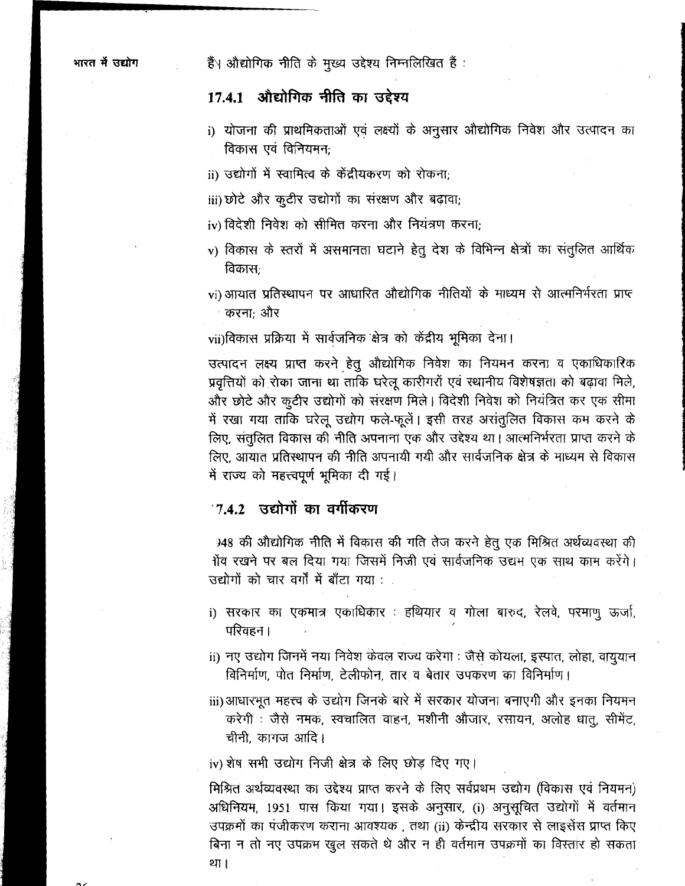हैं। औद्योगिक नीति के मुख्य उद्देश्य निम्नलिखित हैं :

### 17.4.1 औद्योगिक नीति का उद्देश्य

i) योजना की प्राथमिकताओं एवं लक्ष्यों के अनुसार औद्योगिक निवेश और उत्पादन का विकास एवं विनियमन;

ii) उद्योगों में स्वामित्व के केंद्रीयकरण को रोकना;

iii) छोटे और कुटीर उद्योगों का संरक्षण और बढ़ावा;

iv) विदेशी निवेश को सीमित करना और नियंत्रण करना;

v) विकास के स्तरों में असमानता घटाने हेतु देश के विभिन्न क्षेत्रों का संतुलित आर्थिक विकास;

vi) आयात प्रतिस्थापन पर आधारित औद्योगिक नीतियों के माध्यम से आत्मनिर्भरता प्राप्त करना; और

vii) विकास प्रक्रिया में सार्वजनिक क्षेत्र को केंद्रीय भूमिका देना।

उत्पादन लक्ष्य प्राप्त करने हेतु औद्योगिक निवेश का नियमन करना व एकाधिकारिक प्रवृत्तियों को रोका जाना था ताकि घरेलू कारीगरों एवं स्थानीय विशेषज्ञता को बढ़ावा मिले, और छोटे और कुटीर उद्योगों को संरक्षण मिले। विदेशी निवेश को नियंत्रित कर एक सीमा में रखा गया ताकि घरेलू उद्योग फले-फूलें। इसी तरह असंतुलित विकास कम करने के लिए, संतुलित विकास की नीति अपनाना एक और उद्देश्य था। आत्मनिर्भरता प्राप्त करने के लिए, आयात प्रतिस्थापन की नीति अपनायी गयी और सार्वजनिक क्षेत्र के माध्यम से विकास में राज्य को महत्त्वपूर्ण भूमिका दी गई।

### 17.4.2 उद्योगों का वर्गीकरण

1948 की औद्योगिक नीति में विकास की गति तेज करने हेतु एक मिश्रित अर्थव्यवस्था की नींव रखने पर बल दिया गया जिसमें निजी एवं सार्वजनिक उद्यम एक साथ काम करेंगे। उद्योगों को चार वर्गों में बाँटा गया :

i) सरकार का एकमात्र एकाधिकार : हथियार व गोला बारुद, रेलवे, परमाणु ऊर्जा, परिवहन।

ii) नए उद्योग जिनमें नया निवेश केवल राज्य करेगा : जैसे कोयला, इस्पात, लोहा, वायुयान विनिर्माण, पोत निर्माण, टेलीफोन, तार व बेतार उपकरण का विनिर्माण।

iii) आधारभूत महत्त्व के उद्योग जिनके बारे में सरकार योजना बनाएगी और इनका नियमन करेगी : जैसे नमक, स्वचालित वाहन, मशीनी औजार, रसायन, अलोह धातु, सीमेंट, चीनी, कागज आदि।

iv) शेष सभी उद्योग निजी क्षेत्र के लिए छोड़ दिए गए।

मिश्रित अर्थव्यवस्था का उद्देश्य प्राप्त करने के लिए सर्वप्रथम उद्योग (विकास एवं नियमन) अधिनियम, 1951 पास किया गया। इसके अनुसार, (i) अनुसूचित उद्योगों में वर्तमान उपक्रमों का पंजीकरण कराना आवश्यक, तथा (ii) केन्द्रीय सरकार से लाइसेंस प्राप्त किए बिना न तो नए उपक्रम खुल सकते थे और न ही वर्तमान उपक्रमों का विस्तार हो सकता था।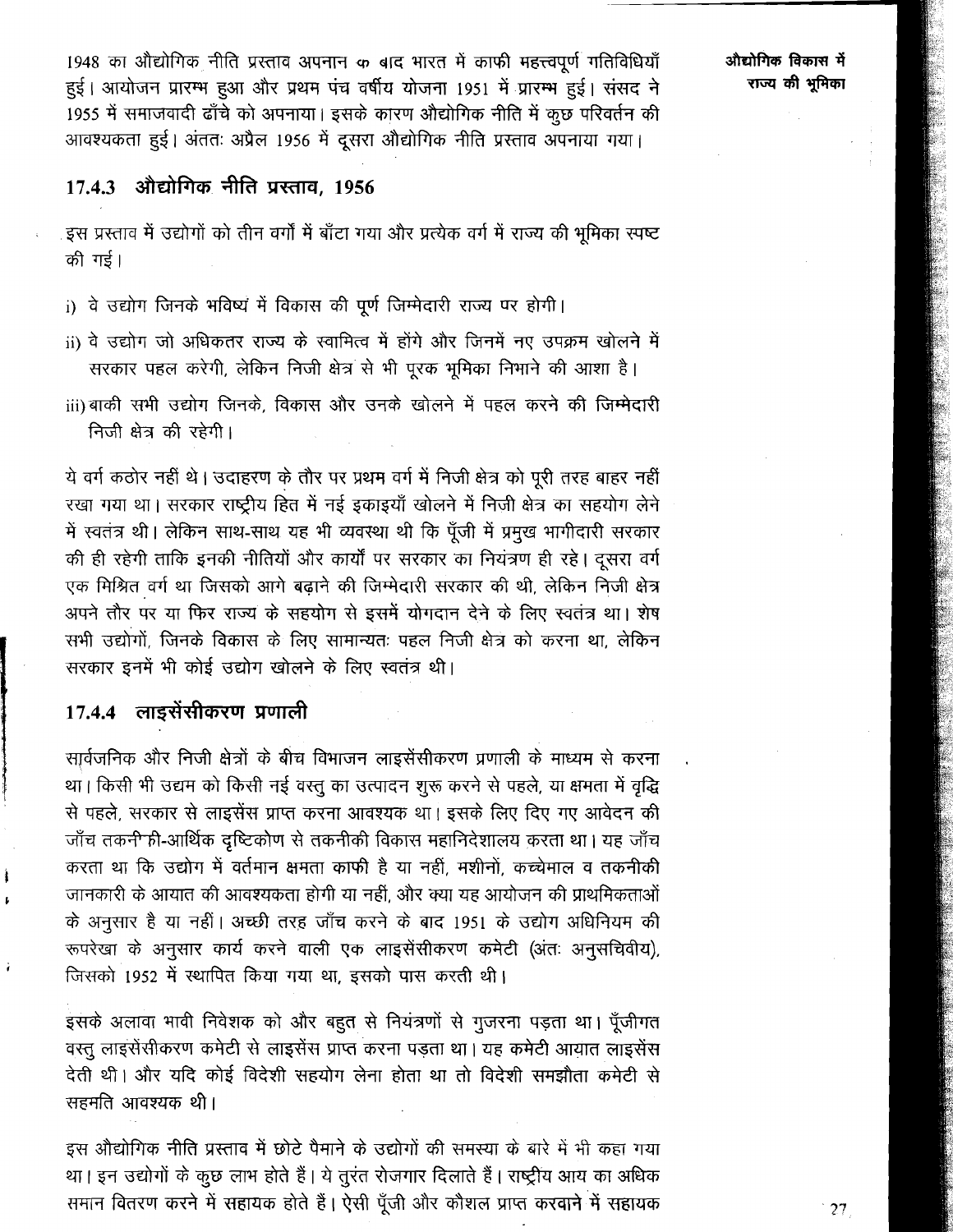1948 का औद्योगिक नीति प्रस्ताव अपनाने के बाद भारत में काफी महत्त्वपूर्ण गतिविधियाँ हुई। आयोजन प्रारम्भ हुआ और प्रथम पंच वर्षीय योजना 1951 में प्रारम्भ हुई। संसद ने 1955 में समाजवादी ढाँचे को अपनाया। इसके कारण औद्योगिक नीति में कुछ परिवर्तन की आवश्यकता हुई। अंततः अप्रैल 1956 में दूसरा औद्योगिक नीति प्रस्ताव अपनाया गया।

### 17.4.3 औद्योगिक नीति प्रस्ताव, 1956

इस प्रस्ताव में उद्योगों को तीन वर्गों में बाँटा गया और प्रत्येक वर्ग में राज्य की भूमिका स्पष्ट की गई।

i) वे उद्योग जिनके भविष्य में विकास की पूर्ण जिम्मेदारी राज्य पर होगी।

ii) वे उद्योग जो अधिकतर राज्य के स्वामित्व में होंगे और जिनमें नए उपक्रम खोलने में सरकार पहल करेगी, लेकिन निजी क्षेत्र से भी पूरक भूमिका निभाने की आशा है।

iii) बाकी सभी उद्योग जिनके, विकास और उनके खोलने में पहल करने की जिम्मेदारी निजी क्षेत्र की रहेगी।

ये वर्ग कठोर नहीं थे। उदाहरण के तौर पर प्रथम वर्ग में निजी क्षेत्र को पूरी तरह बाहर नहीं रखा गया था। सरकार राष्ट्रीय हित में नई इकाइयाँ खोलने में निजी क्षेत्र का सहयोग लेने में स्वतंत्र थी। लेकिन साथ-साथ यह भी व्यवस्था थी कि पूँजी में प्रमुख भागीदारी सरकार की ही रहेगी ताकि इनकी नीतियों और कार्यों पर सरकार का नियंत्रण ही रहे। दूसरा वर्ग एक मिश्रित वर्ग था जिसको आगे बढ़ाने की जिम्मेदारी सरकार की थी, लेकिन निजी क्षेत्र अपने तौर पर या फिर राज्य के सहयोग से इसमें योगदान देने के लिए स्वतंत्र था। शेष सभी उद्योगों, जिनके विकास के लिए सामान्यतः पहल निजी क्षेत्र को करना था, लेकिन सरकार इनमें भी कोई उद्योग खोलने के लिए स्वतंत्र थी।

### 17.4.4 लाइसेंसीकरण प्रणाली

सार्वजनिक और निजी क्षेत्रों के बीच विभाजन लाइसेंसीकरण प्रणाली के माध्यम से करना था। किसी भी उद्यम को किसी नई वस्तु का उत्पादन शुरू करने से पहले, या क्षमता में वृद्धि से पहले, सरकार से लाइसेंस प्राप्त करना आवश्यक था। इसके लिए दिए गए आवेदन की जाँच तकनीकी-आर्थिक दृष्टिकोण से तकनीकी विकास महानिदेशालय करता था। यह जाँच करता था कि उद्योग में वर्तमान क्षमता काफी है या नहीं, मशीनों, कच्चेमाल व तकनीकी जानकारी के आयात की आवश्यकता होगी या नहीं, और क्या यह आयोजन की प्राथमिकताओं के अनुसार है या नहीं। अच्छी तरह जाँच करने के बाद 1951 के उद्योग अधिनियम की रूपरेखा के अनुसार कार्य करने वाली एक लाइसेंसीकरण कमेटी (अंतः अनुसचिवीय), जिसको 1952 में स्थापित किया गया था, इसको पास करती थी।

इसके अलावा भावी निवेशक को और बहुत से नियंत्रणों से गुजरना पड़ता था। पूँजीगत वस्तु लाइसेंसीकरण कमेटी से लाइसेंस प्राप्त करना पड़ता था। यह कमेटी आयात लाइसेंस देती थी। और यदि कोई विदेशी सहयोग लेना होता था तो विदेशी समझौता कमेटी से सहमति आवश्यक थी।

इस औद्योगिक नीति प्रस्ताव में छोटे पैमाने के उद्योगों की समस्या के बारे में भी कहा गया था। इन उद्योगों के कुछ लाभ होते हैं। ये तुरंत रोजगार दिलाते हैं। राष्ट्रीय आय का अधिक समान वितरण करने में सहायक होते हैं। ऐसी पूँजी और कौशल प्राप्त करवाने में सहायक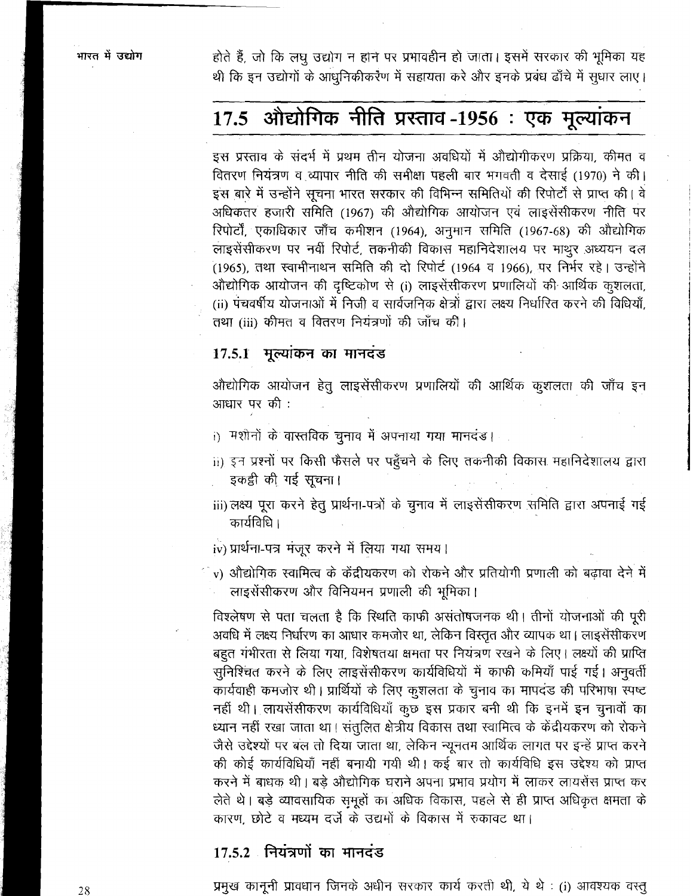होते हैं, जो कि लघु उद्योग न हाने पर प्रभावहीन हो जाता। इसमें सरकार की भूमिका यह थी कि इन उद्योगों के आधुनिकीकरण में सहायता करे और इनके प्रबंध ढाँचे में सुधार लाए।

## 17.5 औद्योगिक नीति प्रस्ताव -1956 : एक मूल्यांकन

इस प्रस्ताव के संदर्भ में प्रथम तीन योजना अवधियों में औद्योगीकरण प्रक्रिया, कीमत व वितरण नियंत्रण व व्यापार नीति की समीक्षा पहली बार भगवती व देसाई (1970) ने की। इस बारे में उन्होंने सूचना भारत सरकार की विभिन्न समितियों की रिपोर्टों से प्राप्त की। वे अधिकतर हजारी समिति (1967) की औद्योगिक आयोजन एवं लाइसेंसीकरण नीति पर रिपोर्टों, एकाधिकार जाँच कमीशन (1964), अनुमान समिति (1967-68) की औद्योगिक लाइसेंसीकरण पर नवीं रिपोर्ट, तकनीकी विकास महानिदेशालय पर माथुर अध्ययन दल (1965), तथा स्वामीनाथन समिति की दो रिपोर्ट (1964 व 1966), पर निर्भर रहे। उन्होंने औद्योगिक आयोजन की दृष्टिकोण से (i) लाइसेंसीकरण प्रणालियों की आर्थिक कुशलता, (ii) पंचवर्षीय योजनाओं में निजी व सार्वजनिक क्षेत्रों द्वारा लक्ष्य निर्धारित करने की विधियाँ, तथा (iii) कीमत व वितरण नियंत्रणों की जाँच की।

### 17.5.1 मूल्यांकन का मानदंड

औद्योगिक आयोजन हेतु लाइसेंसीकरण प्रणालियों की आर्थिक कुशलता की जाँच इन आधार पर की :

i) मशीनों के वास्तविक चुनाव में अपनाया गया मानदंड।

ii) इन प्रश्नों पर किसी फैसले पर पहुँचने के लिए तकनीकी विकास महानिदेशालय द्वारा इकट्ठी की गई सूचना।

iii) लक्ष्य पूरा करने हेतु प्रार्थना-पत्रों के चुनाव में लाइसेंसीकरण समिति द्वारा अपनाई गई कार्यविधि।

iv) प्रार्थना-पत्र मंजूर करने में लिया गया समय।

v) औद्योगिक स्वामित्व के केंद्रीयकरण को रोकने और प्रतियोगी प्रणाली को बढ़ावा देने में लाइसेंसीकरण और विनियमन प्रणाली की भूमिका।

विश्लेषण से पता चलता है कि स्थिति काफी असंतोषजनक थी। तीनों योजनाओं की पूरी अवधि में लक्ष्य निर्धारण का आधार कमजोर था, लेकिन विस्तृत और व्यापक था। लाइसेंसीकरण बहुत गंभीरता से लिया गया, विशेषतया क्षमता पर नियंत्रण रखने के लिए। लक्ष्यों की प्राप्ति सुनिश्चित करने के लिए लाइसेंसीकरण कार्यविधियों में काफी कमियाँ पाई गई। अनुवर्ती कार्यवाही कमजोर थी। प्रार्थियों के लिए कुशलता के चुनाव का मापदंड की परिभाषा स्पष्ट नहीं थी। लायसेंसीकरण कार्यविधियाँ कुछ इस प्रकार बनी थी कि इनमें इन चुनावों का ध्यान नहीं रखा जाता था। संतुलित क्षेत्रीय विकास तथा स्वामित्व के केंद्रीयकरण को रोकने जैसे उद्देश्यों पर बल तो दिया जाता था, लेकिन न्यूनतम आर्थिक लागत पर इन्हें प्राप्त करने की कोई कार्यविधियाँ नहीं बनायी गयी थी। कई बार तो कार्यविधि इस उद्देश्य को प्राप्त करने में बाधक थी। बड़े औद्योगिक घराने अपना प्रभाव प्रयोग में लाकर लायसेंस प्राप्त कर लेते थे। बड़े व्यावसायिक समूहों का अधिक विकास, पहले से ही प्राप्त अधिकृत क्षमता के कारण, छोटे व मध्यम दर्जे के उद्यमों के विकास में रुकावट था।

### 17.5.2 नियंत्रणों का मानदंड

प्रमुख कानूनी प्रावधान जिनके अधीन सरकार कार्य करती थी, ये थे : (i) आवश्यक वस्तु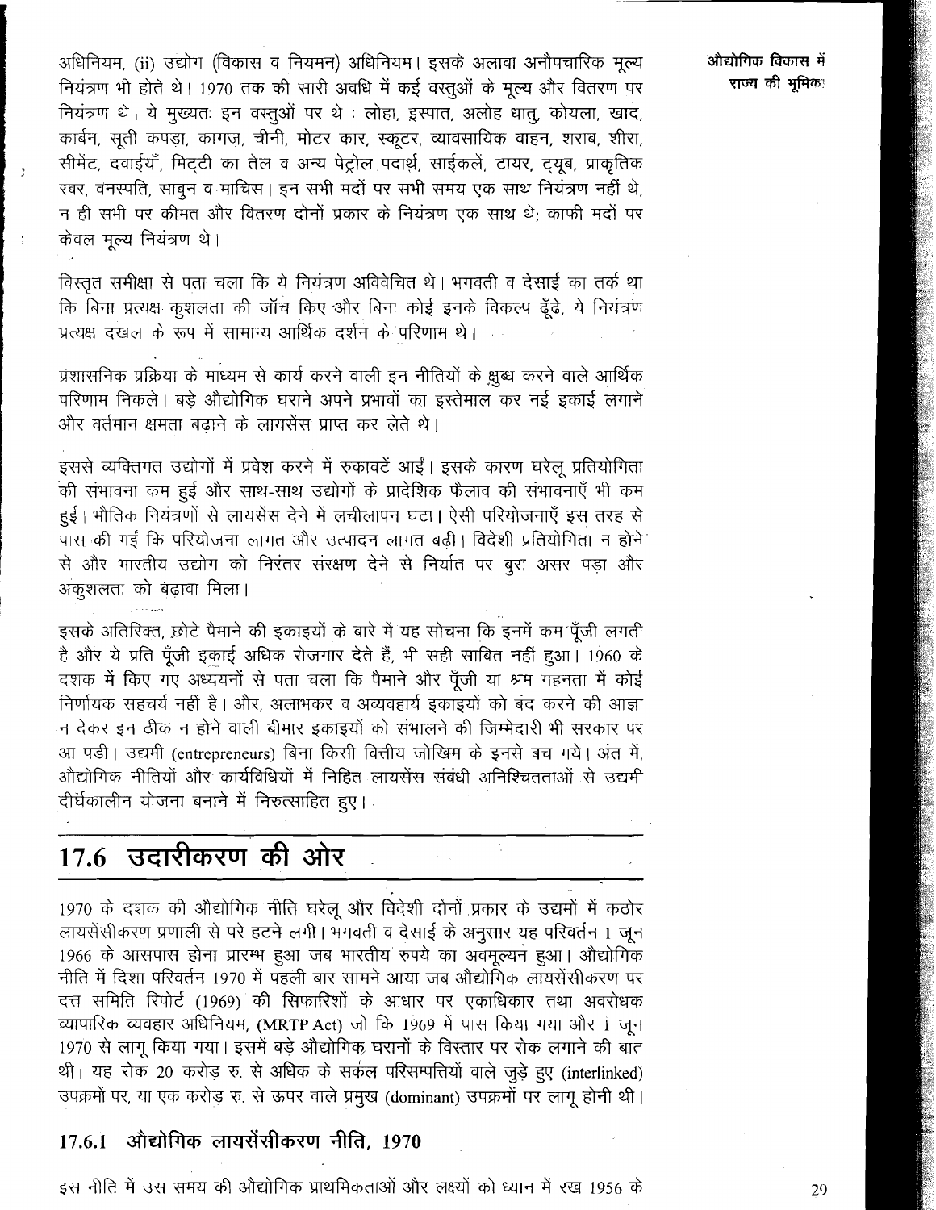अधिनियम, (ii) उद्योग (विकास व नियमन) अधिनियम। इसके अलावा अनौपचारिक मूल्य नियंत्रण भी होते थे। 1970 तक की सारी अवधि में कई वस्तुओं के मूल्य और वितरण पर नियंत्रण थे। ये मुख्यतः इन वस्तुओं पर थे : लोहा, इस्पात, अलोह धातु, कोयला, खाद, कार्बन, सूती कपड़ा, कागज़, चीनी, मोटर कार, स्कूटर, व्यावसायिक वाहन, शराब, शीरा, सीमेंट, दवाईयाँ, मिट्टी का तेल व अन्य पेट्रोल पदार्थ, साईकलें, टायर, ट्यूब, प्राकृतिक रबर, वनस्पति, साबुन व माचिस। इन सभी मदों पर सभी समय एक साथ नियंत्रण नहीं थे, न ही सभी पर कीमत और वितरण दोनों प्रकार के नियंत्रण एक साथ थे; काफी मदों पर केवल मूल्य नियंत्रण थे।

विस्तृत समीक्षा से पता चला कि ये नियंत्रण अविवेचित थे। भगवती व देसाई का तर्क था कि बिना प्रत्यक्ष कुशलता की जाँच किए और बिना कोई इनके विकल्प ढूँढे, ये नियंत्रण प्रत्यक्ष दखल के रूप में सामान्य आर्थिक दर्शन के परिणाम थे।

प्रशासनिक प्रक्रिया के माध्यम से कार्य करने वाली इन नीतियों के क्षुब्ध करने वाले आर्थिक परिणाम निकले। बड़े औद्योगिक घराने अपने प्रभावों का इस्तेमाल कर नई इकाई लगाने और वर्तमान क्षमता बढ़ाने के लायसेंस प्राप्त कर लेते थे।

इससे व्यक्तिगत उद्योगों में प्रवेश करने में रुकावटें आईं। इसके कारण घरेलू प्रतियोगिता की संभावना कम हुई और साथ-साथ उद्योगों के प्रादेशिक फैलाव की संभावनाएँ भी कम हुईं। भौतिक नियंत्रणों से लायसेंस देने में लचीलापन घटा। ऐसी परियोजनाएँ इस तरह से पास की गईं कि परियोजना लागत और उत्पादन लागत बढ़ी। विदेशी प्रतियोगिता न होने से और भारतीय उद्योग को निरंतर संरक्षण देने से निर्यात पर बुरा असर पड़ा और अकुशलता को बढ़ावा मिला।

इसके अतिरिक्त, छोटे पैमाने की इकाइयों के बारे में यह सोचना कि इनमें कम पूँजी लगती है और ये प्रति पूँजी इकाई अधिक रोजगार देते हैं, भी सही साबित नहीं हुआ। 1960 के दशक में किए गए अध्ययनों से पता चला कि पैमाने और पूँजी या श्रम गहनता में कोई निर्णायक सहचर्य नहीं है। और, अलाभकर व अव्यवहार्य इकाइयों को बंद करने की आज्ञा न देकर इन ठीक न होने वाली बीमार इकाइयों को संभालने की जिम्मेदारी भी सरकार पर आ पड़ी। उद्यमी (entrepreneurs) बिना किसी वित्तीय जोखिम के इनसे बच गये। अंत में, औद्योगिक नीतियों और कार्यविधियों में निहित लायसेंस संबंधी अनिश्चितताओं से उद्यमी दीर्घकालीन योजना बनाने में निरुत्साहित हुए।

## 17.6 उदारीकरण की ओर

1970 के दशक की औद्योगिक नीति घरेलू और विदेशी दोनों प्रकार के उद्यमों में कठोर लायसेंसीकरण प्रणाली से परे हटने लगी। भगवती व देसाई के अनुसार यह परिवर्तन 1 जून 1966 के आसपास होना प्रारम्भ हुआ जब भारतीय रुपये का अवमूल्यन हुआ। औद्योगिक नीति में दिशा परिवर्तन 1970 में पहली बार सामने आया जब औद्योगिक लायसेंसीकरण पर दत्त समिति रिपोर्ट (1969) की सिफारिशों के आधार पर एकाधिकार तथा अवरोधक व्यापारिक व्यवहार अधिनियम, (MRTP Act) जो कि 1969 में पास किया गया और 1 जून 1970 से लागू किया गया। इसमें बड़े औद्योगिक घरानों के विस्तार पर रोक लगाने की बात थी। यह रोक 20 करोड़ रु. से अधिक के सकल परिसम्पत्तियों वाले जुड़े हुए (interlinked) उपक्रमों पर, या एक करोड़ रु. से ऊपर वाले प्रमुख (dominant) उपक्रमों पर लागू होनी थी।

### 17.6.1 औद्योगिक लायसेंसीकरण नीति, 1970

इस नीति में उस समय की औद्योगिक प्राथमिकताओं और लक्ष्यों को ध्यान में रख 1956 के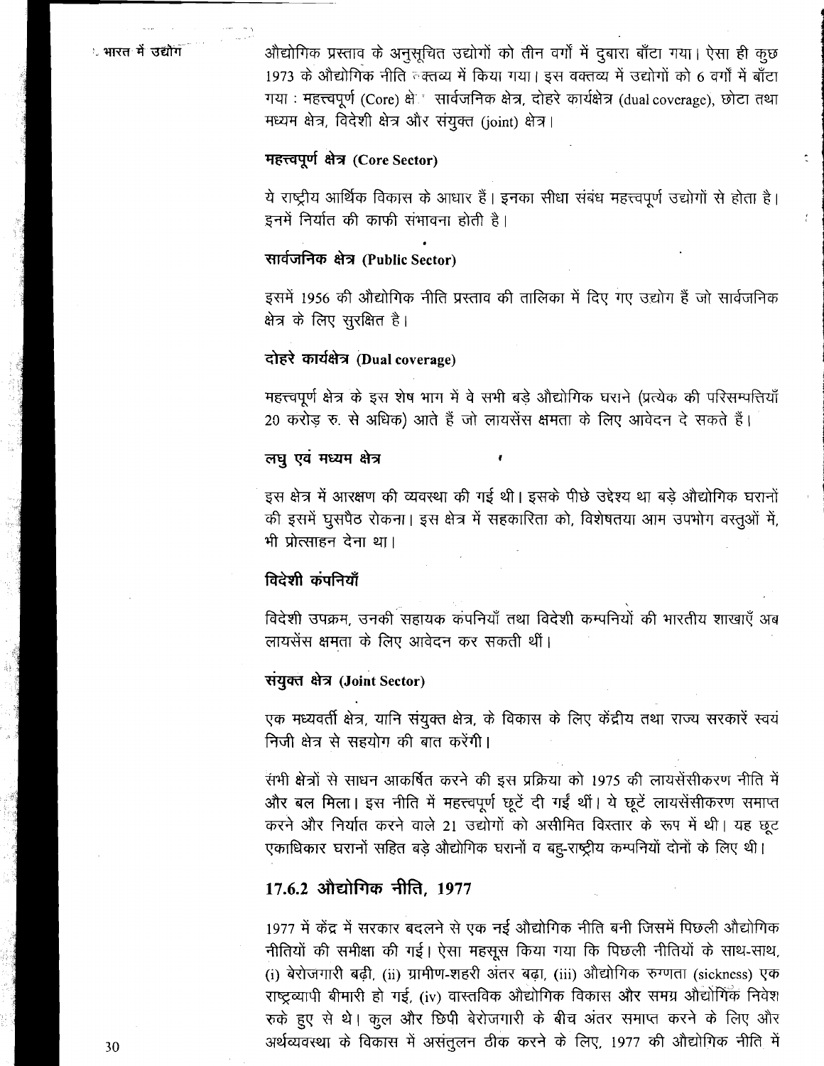औद्योगिक प्रस्ताव के अनुसूचित उद्योगों को तीन वर्गों में दुबारा बाँटा गया। ऐसा ही कुछ 1973 के औद्योगिक नीति वक्तव्य में किया गया। इस वक्तव्य में उद्योगों को 6 वर्गों में बाँटा गया : महत्त्वपूर्ण (Core) क्षेत्र, सार्वजनिक क्षेत्र, दोहरे कार्यक्षेत्र (dual coverage), छोटा तथा मध्यम क्षेत्र, विदेशी क्षेत्र और संयुक्त (joint) क्षेत्र।

### महत्त्वपूर्ण क्षेत्र (Core Sector)

ये राष्ट्रीय आर्थिक विकास के आधार हैं। इनका सीधा संबंध महत्त्वपूर्ण उद्योगों से होता है। इनमें निर्यात की काफी संभावना होती है।

### सार्वजनिक क्षेत्र (Public Sector)

इसमें 1956 की औद्योगिक नीति प्रस्ताव की तालिका में दिए गए उद्योग हैं जो सार्वजनिक क्षेत्र के लिए सुरक्षित है।

### दोहरे कार्यक्षेत्र (Dual coverage)

महत्त्वपूर्ण क्षेत्र के इस शेष भाग में वे सभी बड़े औद्योगिक घराने (प्रत्येक की परिसम्पत्तियाँ 20 करोड़ रु. से अधिक) आते हैं जो लायसेंस क्षमता के लिए आवेदन दे सकते हैं।

### लघु एवं मध्यम क्षेत्र

इस क्षेत्र में आरक्षण की व्यवस्था की गई थी। इसके पीछे उद्देश्य था बड़े औद्योगिक घरानों की इसमें घुसपैठ रोकना। इस क्षेत्र में सहकारिता को, विशेषतया आम उपभोग वस्तुओं में, भी प्रोत्साहन देना था।

### विदेशी कंपनियाँ

विदेशी उपक्रम, उनकी सहायक कंपनियाँ तथा विदेशी कम्पनियों की भारतीय शाखाएँ अब लायसेंस क्षमता के लिए आवेदन कर सकती थीं।

### संयुक्त क्षेत्र (Joint Sector)

एक मध्यवर्ती क्षेत्र, यानि संयुक्त क्षेत्र, के विकास के लिए केंद्रीय तथा राज्य सरकारें स्वयं निजी क्षेत्र से सहयोग की बात करेंगी।

सभी क्षेत्रों से साधन आकर्षित करने की इस प्रक्रिया को 1975 की लायसेंसीकरण नीति में और बल मिला। इस नीति में महत्त्वपूर्ण छूटें दी गई थीं। ये छूटें लायसेंसीकरण समाप्त करने और निर्यात करने वाले 21 उद्योगों को असीमित विस्तार के रूप में थी। यह छूट एकाधिकार घरानों सहित बड़े औद्योगिक घरानों व बहु-राष्ट्रीय कम्पनियों दोनों के लिए थी।

## 17.6.2 औद्योगिक नीति, 1977

1977 में केंद्र में सरकार बदलने से एक नई औद्योगिक नीति बनी जिसमें पिछली औद्योगिक नीतियों की समीक्षा की गई। ऐसा महसूस किया गया कि पिछली नीतियों के साथ-साथ, (i) बेरोजगारी बढ़ी, (ii) ग्रामीण-शहरी अंतर बढ़ा, (iii) औद्योगिक रुग्णता (sickness) एक राष्ट्रव्यापी बीमारी हो गई, (iv) वास्तविक औद्योगिक विकास और समग्र औद्योगिक निवेश रुके हुए से थे। कुल और छिपी बेरोजगारी के बीच अंतर समाप्त करने के लिए और अर्थव्यवस्था के विकास में असंतुलन ठीक करने के लिए, 1977 की औद्योगिक नीति में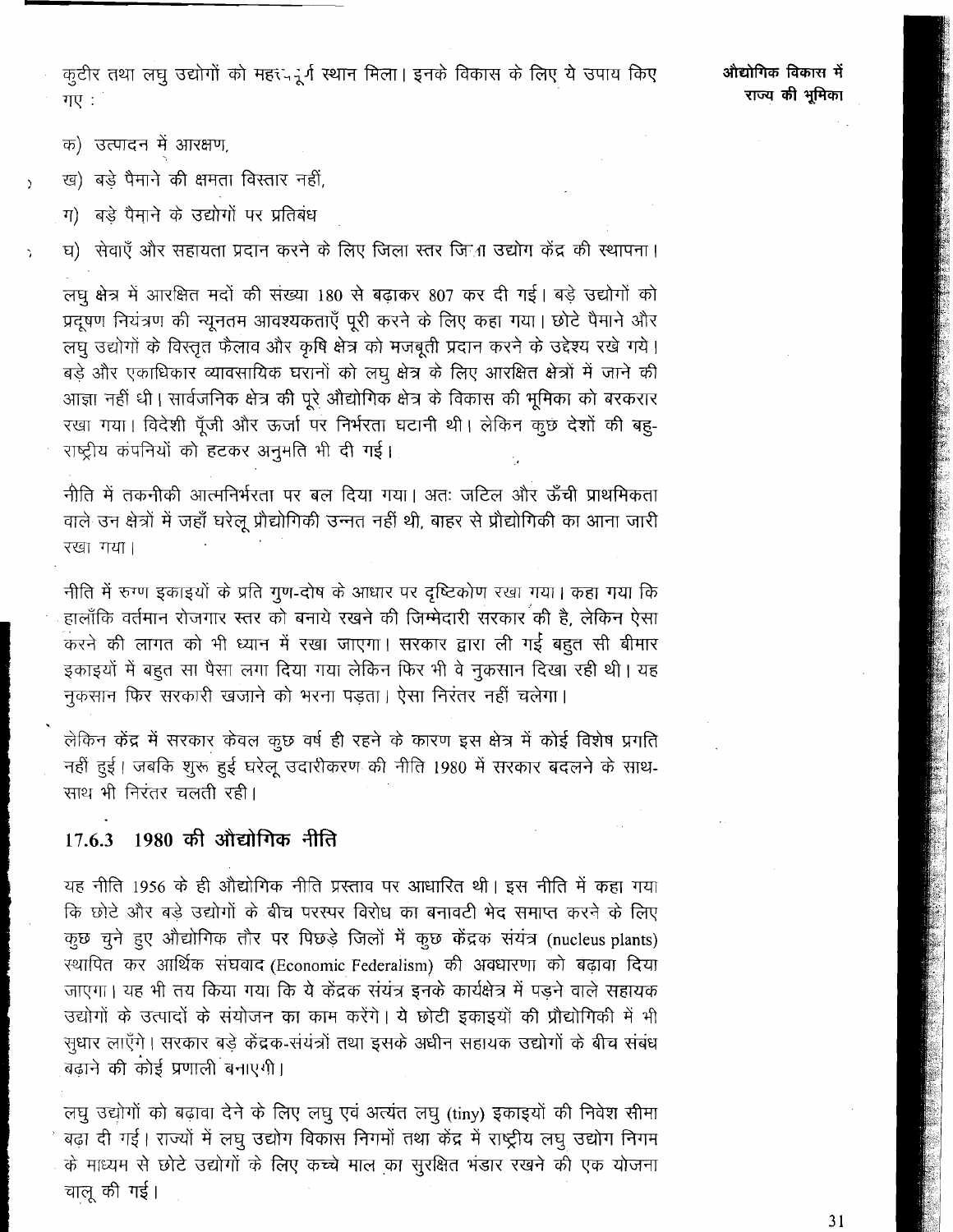कुटीर तथा लघु उद्योगों को महत्वपूर्ण स्थान मिला। इनके विकास के लिए ये उपाय किए गए :

क) उत्पादन में आरक्षण,

ख) बड़े पैमाने की क्षमता विस्तार नहीं,

ग) बड़े पैमाने के उद्योगों पर प्रतिबंध

घ) सेवाएँ और सहायता प्रदान करने के लिए जिला स्तर जिला उद्योग केंद्र की स्थापना।

लघु क्षेत्र में आरक्षित मदों की संख्या 180 से बढ़ाकर 807 कर दी गई। बड़े उद्योगों को प्रदूषण नियंत्रण की न्यूनतम आवश्यकताएँ पूरी करने के लिए कहा गया। छोटे पैमाने और लघु उद्योगों के विस्तृत फैलाव और कृषि क्षेत्र को मजबूती प्रदान करने के उद्देश्य रखे गये। बड़े और एकाधिकार व्यावसायिक घरानों को लघु क्षेत्र के लिए आरक्षित क्षेत्रों में जाने की आज्ञा नहीं थी। सार्वजनिक क्षेत्र की पूरे औद्योगिक क्षेत्र के विकास की भूमिका को बरकरार रखा गया। विदेशी पूँजी और ऊर्जा पर निर्भरता घटानी थी। लेकिन कुछ देशों की बहु-राष्ट्रीय कंपनियों को हटकर अनुमति भी दी गई।

नीति में तकनीकी आत्मनिर्भरता पर बल दिया गया। अतः जटिल और ऊँची प्राथमिकता वाले उन क्षेत्रों में जहाँ घरेलू प्रौद्योगिकी उन्नत नहीं थी, बाहर से प्रौद्योगिकी का आना जारी रखा गया।

नीति में रुग्ण इकाइयों के प्रति गुण-दोष के आधार पर दृष्टिकोण रखा गया। कहा गया कि हालाँकि वर्तमान रोजगार स्तर को बनाये रखने की जिम्मेदारी सरकार की है, लेकिन ऐसा करने की लागत को भी ध्यान में रखा जाएगा। सरकार द्वारा ली गई बहुत सी बीमार इकाइयों में बहुत सा पैसा लगा दिया गया लेकिन फिर भी वे नुकसान दिखा रही थी। यह नुकसान फिर सरकारी खजाने को भरना पड़ता। ऐसा निरंतर नहीं चलेगा।

लेकिन केंद्र में सरकार केवल कुछ वर्ष ही रहने के कारण इस क्षेत्र में कोई विशेष प्रगति नहीं हुई। जबकि शुरू हुई घरेलू उदारीकरण की नीति 1980 में सरकार बदलने के साथ-साथ भी निरंतर चलती रही।

### 17.6.3 1980 की औद्योगिक नीति

यह नीति 1956 के ही औद्योगिक नीति प्रस्ताव पर आधारित थी। इस नीति में कहा गया कि छोटे और बड़े उद्योगों के बीच परस्पर विरोध का बनावटी भेद समाप्त करने के लिए कुछ चुने हुए औद्योगिक तौर पर पिछड़े जिलों में कुछ केंद्रक संयंत्र (nucleus plants) स्थापित कर आर्थिक संघवाद (Economic Federalism) की अवधारणा को बढ़ावा दिया जाएगा। यह भी तय किया गया कि ये केंद्रक संयंत्र इनके कार्यक्षेत्र में पड़ने वाले सहायक उद्योगों के उत्पादों के संयोजन का काम करेंगे। ये छोटी इकाइयों की प्रौद्योगिकी में भी सुधार लाएँगे। सरकार बड़े केंद्रक-संयंत्रों तथा इसके अधीन सहायक उद्योगों के बीच संबंध बढ़ाने की कोई प्रणाली बनाएगी।

लघु उद्योगों को बढ़ावा देने के लिए लघु एवं अत्यंत लघु (tiny) इकाइयों की निवेश सीमा बढ़ा दी गई। राज्यों में लघु उद्योग विकास निगमों तथा केंद्र में राष्ट्रीय लघु उद्योग निगम के माध्यम से छोटे उद्योगों के लिए कच्चे माल का सुरक्षित भंडार रखने की एक योजना चालू की गई।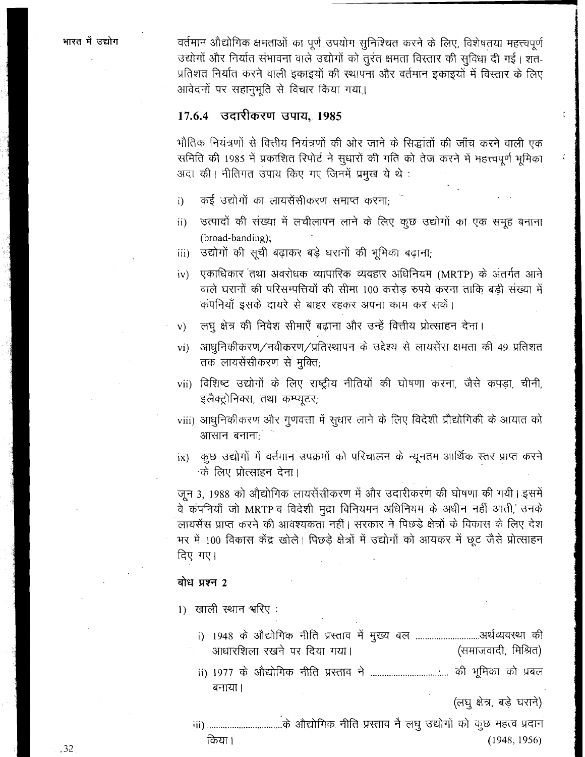वर्तमान औद्योगिक क्षमताओं का पूर्ण उपयोग सुनिश्चित करने के लिए, विशेषतया महत्त्वपूर्ण उद्योगों और निर्यात संभावना वाले उद्योगों को तुरंत क्षमता विस्तार की सुविधा दी गई। शत-प्रतिशत निर्यात करने वाली इकाइयों की स्थापना और वर्तमान इकाइयों में विस्तार के लिए आवेदनों पर सहानुभूति से विचार किया गया।

### 17.6.4 उदारीकरण उपाय, 1985

भौतिक नियंत्रणों से वित्तीय नियंत्रणों की ओर जाने के सिद्धांतों की जाँच करने वाली एक समिति की 1985 में प्रकाशित रिपोर्ट ने सुधारों की गति को तेज करने में महत्त्वपूर्ण भूमिका अदा की। नीतिगत उपाय किए गए जिनमें प्रमुख ये थे :

i) कई उद्योगों का लायसेंसीकरण समाप्त करना;

ii) उत्पादों की संख्या में लचीलापन लाने के लिए कुछ उद्योगों का एक समूह बनाना (broad-banding);

iii) उद्योगों की सूची बढ़ाकर बड़े घरानों की भूमिका बढ़ाना;

iv) एकाधिकार तथा अवरोधक व्यापारिक व्यवहार अधिनियम (MRTP) के अंतर्गत आने वाले घरानों की परिसम्पत्तियों की सीमा 100 करोड़ रुपये करना ताकि बड़ी संख्या में कंपनियाँ इसके दायरे से बाहर रहकर अपना काम कर सकें।

v) लघु क्षेत्र की निवेश सीमाएँ बढ़ाना और उन्हें वित्तीय प्रोत्साहन देना।

vi) आधुनिकीकरण/नवीकरण/प्रतिस्थापन के उद्देश्य से लायसेंस क्षमता की 49 प्रतिशत तक लायसेंसीकरण से मुक्ति;

vii) विशिष्ट उद्योगों के लिए राष्ट्रीय नीतियों की घोषणा करना, जैसे कपड़ा, चीनी, इलैक्ट्रोनिक्स, तथा कम्प्यूटर;

viii) आधुनिकीकरण और गुणवत्ता में सुधार लाने के लिए विदेशी प्रौद्योगिकी के आयात को आसान बनाना;

ix) कुछ उद्योगों में वर्तमान उपक्रमों को परिचालन के न्यूनतम आर्थिक स्तर प्राप्त करने के लिए प्रोत्साहन देना।

जून 3, 1988 को औद्योगिक लायसेंसीकरण में और उदारीकरण की घोषणा की गयी। इसमें वे कंपनियाँ जो MRTP व विदेशी मुद्रा विनियमन अधिनियम के अधीन नहीं आती, उनके लायसेंस प्राप्त करने की आवश्यकता नहीं। सरकार ने पिछड़े क्षेत्रों के विकास के लिए देश भर में 100 विकास केंद्र खोले। पिछड़े क्षेत्रों में उद्योगों को आयकर में छूट जैसे प्रोत्साहन दिए गए।

#### बोध प्रश्न 2

1) खाली स्थान भरिए :

i) 1948 के औद्योगिक नीति प्रस्ताव में मुख्य बल ............................अर्थव्यवस्था की आधारशिला रखने पर दिया गया। (समाजवादी, मिश्रित)

ii) 1977 के औद्योगिक नीति प्रस्ताव ने ................................ की भूमिका को प्रबल बनाया। (लघु क्षेत्र, बड़े घराने)

iii) ................................के औद्योगिक नीति प्रस्ताव ने लघु उद्योगों को कुछ महत्व प्रदान किया। (1948, 1956)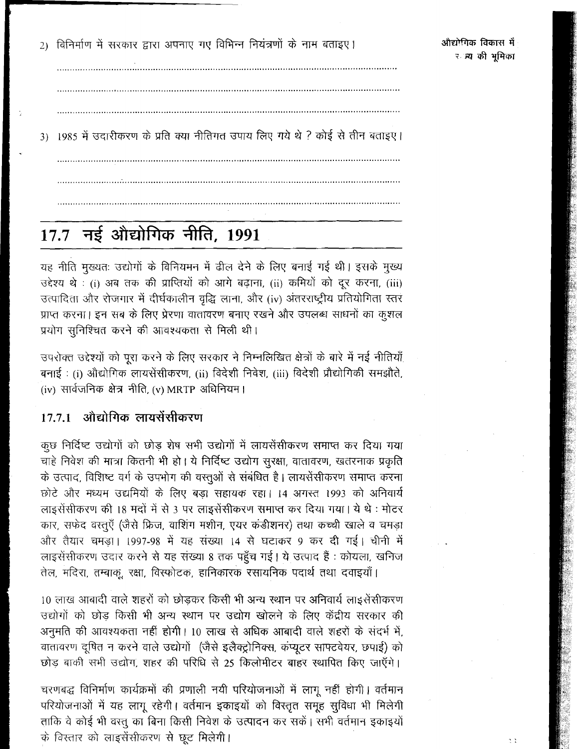2) विनिर्माण में सरकार द्वारा अपनाए गए विभिन्न नियंत्रणों के नाम बताइए।

..............................................................................................................................

..............................................................................................................................

..............................................................................................................................

3) 1985 में उदारीकरण के प्रति क्या नीतिगत उपाय लिए गये थे ? कोई से तीन बताइए।

..............................................................................................................................

..............................................................................................................................

..............................................................................................................................

## 17.7 नई औद्योगिक नीति, 1991

यह नीति मुख्यतः उद्योगों के विनियमन में ढील देने के लिए बनाई गई थी। इसके मुख्य उद्देश्य थे : (i) अब तक की प्राप्तियों को आगे बढ़ाना, (ii) कमियों को दूर करना, (iii) उत्पादिता और रोजगार में दीर्घकालीन वृद्धि लाना, और (iv) अंतरराष्ट्रीय प्रतियोगिता स्तर प्राप्त करना। इन सब के लिए प्रेरणा वातावरण बनाए रखने और उपलब्ध साधनों का कुशल प्रयोग सुनिश्चित करने की आवश्यकता से मिली थी।

उपरोक्त उद्देश्यों को पूरा करने के लिए सरकार ने निम्नलिखित क्षेत्रों के बारे में नई नीतियाँ बनाई : (i) औद्योगिक लायसेंसीकरण, (ii) विदेशी निवेश, (iii) विदेशी प्रौद्योगिकी समझौते, (iv) सार्वजनिक क्षेत्र नीति, (v) MRTP अधिनियम।

### 17.7.1 औद्योगिक लायसेंसीकरण

कुछ निर्दिष्ट उद्योगों को छोड़ शेष सभी उद्योगों में लायसेंसीकरण समाप्त कर दिया गया चाहे निवेश की मात्रा कितनी भी हो। ये निर्दिष्ट उद्योग सुरक्षा, वातावरण, खतरनाक प्रकृति के उत्पाद, विशिष्ट वर्ग के उपभोग की वस्तुओं से संबंधित है। लायसेंसीकरण समाप्त करना छोटे और मध्यम उद्यमियों के लिए बड़ा सहायक रहा। 14 अगस्त 1993 को अनिवार्य लाइसेंसीकरण की 18 मदों में से 3 पर लाइसेंसीकरण समाप्त कर दिया गया। ये थे : मोटर कार, सफेद वस्तुएँ (जैसे फ्रिज, वाशिंग मशीन, एयर कंडीशनर) तथा कच्ची खाले व चमड़ा और तैयार चमड़ा। 1997-98 में यह संख्या 14 से घटाकर 9 कर दी गई। चीनी में लाइसेंसीकरण उदार करने से यह संख्या 8 तक पहुँच गई। ये उत्पाद हैं : कोयला, खनिज तेल, मदिरा, तम्बाकू, रक्षा, विस्फोटक, हानिकारक रसायनिक पदार्थ तथा दवाइयाँ।

10 लाख आबादी वाले शहरों को छोड़कर किसी भी अन्य स्थान पर अनिवार्य लाइसेंसीकरण उद्योगों को छोड़ किसी भी अन्य स्थान पर उद्योग खोलने के लिए केंद्रीय सरकार की अनुमति की आवश्यकता नहीं होगी। 10 लाख से अधिक आबादी वाले शहरों के संदर्भ में, वातावरण दूषित न करने वाले उद्योगों (जैसे इलैक्ट्रोनिक्स, कंप्यूटर साफ्टवेयर, छपाई) को छोड़ बाकी सभी उद्योग, शहर की परिधि से 25 किलोमीटर बाहर स्थापित किए जाएँगे।

चरणबद्ध विनिर्माण कार्यक्रमों की प्रणाली नयी परियोजनाओं में लागू नहीं होगी। वर्तमान परियोजनाओं में यह लागू रहेगी। वर्तमान इकाइयों को विस्तृत समूह सुविधा भी मिलेगी ताकि वे कोई भी वस्तु का बिना किसी निवेश के उत्पादन कर सकें। सभी वर्तमान इकाइयों के विस्तार को लाइसेंसीकरण से छूट मिलेगी।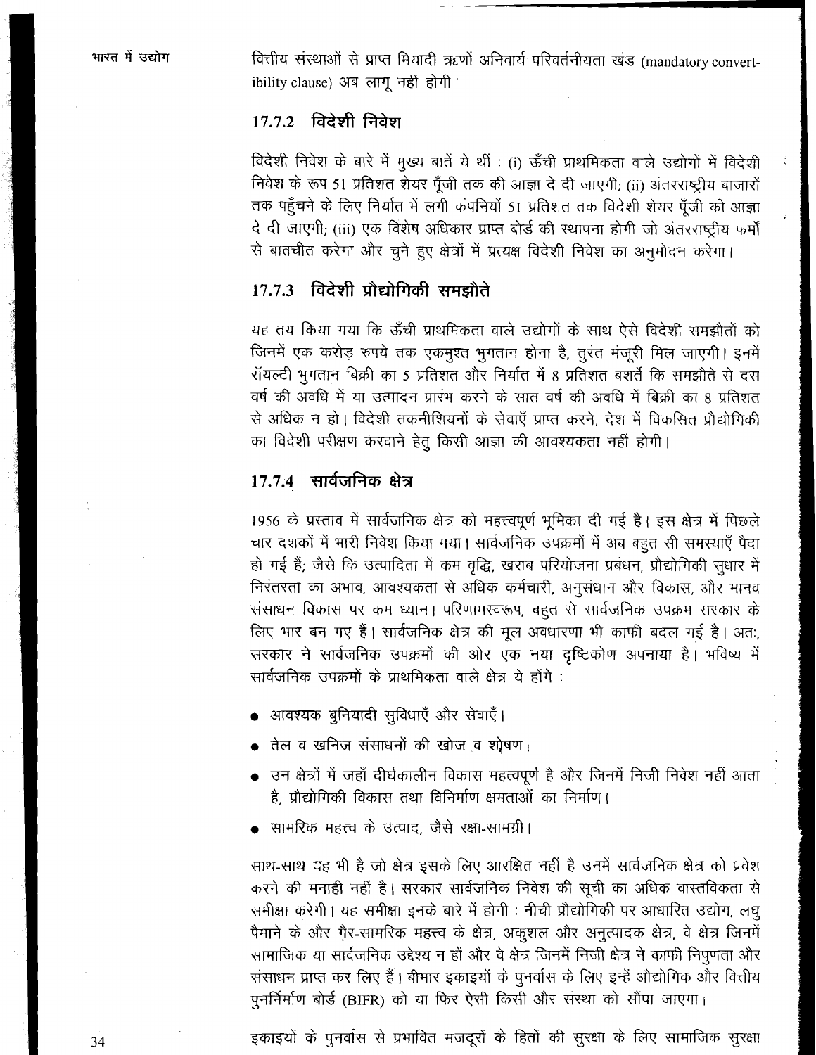वित्तीय संस्थाओं से प्राप्त मियादी ऋणों अनिवार्य परिवर्तनीयता खंड (mandatory convertibility clause) अब लागू नहीं होगी।

### 17.7.2 विदेशी निवेश

विदेशी निवेश के बारे में मुख्य बातें ये थीं : (i) ऊँची प्राथमिकता वाले उद्योगों में विदेशी निवेश के रूप 51 प्रतिशत शेयर पूँजी तक की आज्ञा दे दी जाएगी; (ii) अंतरराष्ट्रीय बाजारों तक पहुँचने के लिए निर्यात में लगी कंपनियों 51 प्रतिशत तक विदेशी शेयर पूँजी की आज्ञा दे दी जाएगी; (iii) एक विशेष अधिकार प्राप्त बोर्ड की स्थापना होगी जो अंतरराष्ट्रीय फर्मों से बातचीत करेगा और चुने हुए क्षेत्रों में प्रत्यक्ष विदेशी निवेश का अनुमोदन करेगा।

### 17.7.3 विदेशी प्रौद्योगिकी समझौते

यह तय किया गया कि ऊँची प्राथमिकता वाले उद्योगों के साथ ऐसे विदेशी समझौतों को जिनमें एक करोड़ रुपये तक एकमुश्त भुगतान होना है, तुरंत मंजूरी मिल जाएगी। इनमें रॉयल्टी भुगतान बिक्री का 5 प्रतिशत और निर्यात में 8 प्रतिशत बशर्ते कि समझौते से दस वर्ष की अवधि में या उत्पादन प्रारंभ करने के सात वर्ष की अवधि में बिक्री का 8 प्रतिशत से अधिक न हो। विदेशी तकनीशियनों के सेवाएँ प्राप्त करने, देश में विकसित प्रौद्योगिकी का विदेशी परीक्षण करवाने हेतु किसी आज्ञा की आवश्यकता नहीं होगी।

### 17.7.4 सार्वजनिक क्षेत्र

1956 के प्रस्ताव में सार्वजनिक क्षेत्र को महत्त्वपूर्ण भूमिका दी गई है। इस क्षेत्र में पिछले चार दशकों में भारी निवेश किया गया। सार्वजनिक उपक्रमों में अब बहुत सी समस्याएँ पैदा हो गई हैं; जैसे कि उत्पादिता में कम वृद्धि, खराब परियोजना प्रबंधन, प्रौद्योगिकी सुधार में निरंतरता का अभाव, आवश्यकता से अधिक कर्मचारी, अनुसंधान और विकास, और मानव संसाधन विकास पर कम ध्यान। परिणामस्वरूप, बहुत से सार्वजनिक उपक्रम सरकार के लिए भार बन गए हैं। सार्वजनिक क्षेत्र की मूल अवधारणा भी काफी बदल गई है। अतः, सरकार ने सार्वजनिक उपक्रमों की ओर एक नया दृष्टिकोण अपनाया है। भविष्य में सार्वजनिक उपक्रमों के प्राथमिकता वाले क्षेत्र ये होंगे :

- आवश्यक बुनियादी सुविधाएँ और सेवाएँ।
- तेल व खनिज संसाधनों की खोज व शोषण।
- उन क्षेत्रों में जहाँ दीर्घकालीन विकास महत्वपूर्ण है और जिनमें निजी निवेश नहीं आता है, प्रौद्योगिकी विकास तथा विनिर्माण क्षमताओं का निर्माण।
- सामरिक महत्त्व के उत्पाद, जैसे रक्षा-सामग्री।

साथ-साथ यह भी है जो क्षेत्र इसके लिए आरक्षित नहीं है उनमें सार्वजनिक क्षेत्र को प्रवेश करने की मनाही नहीं है। सरकार सार्वजनिक निवेश की सूची का अधिक वास्तविकता से समीक्षा करेगी। यह समीक्षा इनके बारे में होगी : नीची प्रौद्योगिकी पर आधारित उद्योग, लघु पैमाने के और ग़ैर-सामरिक महत्त्व के क्षेत्र, अकुशल और अनुत्पादक क्षेत्र, वे क्षेत्र जिनमें सामाजिक या सार्वजनिक उद्देश्य न हों और वे क्षेत्र जिनमें निजी क्षेत्र ने काफी निपुणता और संसाधन प्राप्त कर लिए हैं। बीमार इकाइयों के पुनर्वास के लिए इन्हें औद्योगिक और वित्तीय पुनर्निर्माण बोर्ड (BIFR) को या फिर ऐसी किसी और संस्था को सौंपा जाएगा।

इकाइयों के पुनर्वास से प्रभावित मजदूरों के हितों की सुरक्षा के लिए सामाजिक सुरक्षा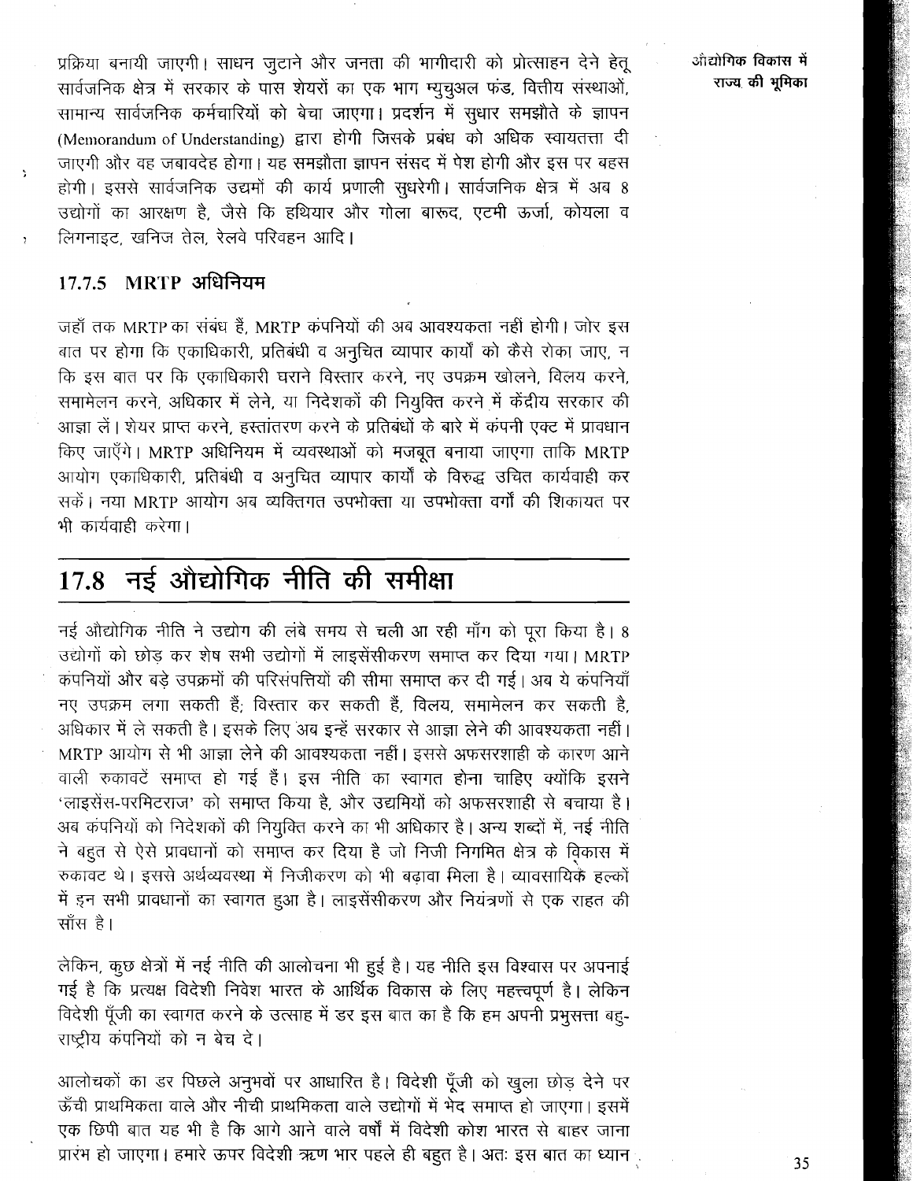प्रक्रिया बनायी जाएगी। साधन जुटाने और जनता की भागीदारी को प्रोत्साहन देने हेतु सार्वजनिक क्षेत्र में सरकार के पास शेयरों का एक भाग म्युचुअल फंड, वित्तीय संस्थाओं, सामान्य सार्वजनिक कर्मचारियों को बेचा जाएगा। प्रदर्शन में सुधार समझौते के ज्ञापन (Memorandum of Understanding) द्वारा होगी जिसके प्रबंध को अधिक स्वायतत्ता दी जाएगी और वह जबावदेह होगा। यह समझौता ज्ञापन संसद में पेश होगी और इस पर बहस होगी। इससे सार्वजनिक उद्यमों की कार्य प्रणाली सुधरेगी। सार्वजनिक क्षेत्र में अब 8 उद्योगों का आरक्षण है, जैसे कि हथियार और गोला बारूद, एटमी ऊर्जा, कोयला व लिगनाइट, खनिज तेल, रेलवे परिवहन आदि।

### 17.7.5 MRTP अधिनियम

जहाँ तक MRTP का संबंध है, MRTP कंपनियों की अब आवश्यकता नहीं होगी। जोर इस बात पर होगा कि एकाधिकारी, प्रतिबंधी व अनुचित व्यापार कार्यों को कैसे रोका जाए, न कि इस बात पर कि एकाधिकारी घराने विस्तार करने, नए उपक्रम खोलने, विलय करने, समामेलन करने, अधिकार में लेने, या निदेशकों की नियुक्ति करने में केंद्रीय सरकार की आज्ञा लें। शेयर प्राप्त करने, हस्तांतरण करने के प्रतिबंधों के बारे में कंपनी एक्ट में प्रावधान किए जाएँगे। MRTP अधिनियम में व्यवस्थाओं को मजबूत बनाया जाएगा ताकि MRTP आयोग एकाधिकारी, प्रतिबंधी व अनुचित व्यापार कार्यों के विरुद्ध उचित कार्यवाही कर सकें। नया MRTP आयोग अब व्यक्तिगत उपभोक्ता या उपभोक्ता वर्गों की शिकायत पर भी कार्यवाही करेगा।

## 17.8 नई औद्योगिक नीति की समीक्षा

नई औद्योगिक नीति ने उद्योग की लंबे समय से चली आ रही माँग को पूरा किया है। 8 उद्योगों को छोड़ कर शेष सभी उद्योगों में लाइसेंसीकरण समाप्त कर दिया गया। MRTP कंपनियों और बड़े उपक्रमों की परिसंपत्तियों की सीमा समाप्त कर दी गई। अब ये कंपनियाँ नए उपक्रम लगा सकती हैं; विस्तार कर सकती हैं, विलय, समामेलन कर सकती है, अधिकार में ले सकती है। इसके लिए अब इन्हें सरकार से आज्ञा लेने की आवश्यकता नहीं। MRTP आयोग से भी आज्ञा लेने की आवश्यकता नहीं। इससे अफसरशाही के कारण आने वाली रुकावटें समाप्त हो गई हैं। इस नीति का स्वागत होना चाहिए क्योंकि इसने 'लाइसेंस-परमिटराज' को समाप्त किया है, और उद्यमियों को अफसरशाही से बचाया है। अब कंपनियों को निदेशकों की नियुक्ति करने का भी अधिकार है। अन्य शब्दों में, नई नीति ने बहुत से ऐसे प्रावधानों को समाप्त कर दिया है जो निजी निगमित क्षेत्र के विकास में रुकावट थे। इससे अर्थव्यवस्था में निजीकरण को भी बढ़ावा मिला है। व्यावसायिक हल्कों में इन सभी प्रावधानों का स्वागत हुआ है। लाइसेंसीकरण और नियंत्रणों से एक राहत की साँस है।

लेकिन, कुछ क्षेत्रों में नई नीति की आलोचना भी हुई है। यह नीति इस विश्वास पर अपनाई गई है कि प्रत्यक्ष विदेशी निवेश भारत के आर्थिक विकास के लिए महत्त्वपूर्ण है। लेकिन विदेशी पूँजी का स्वागत करने के उत्साह में डर इस बात का है कि हम अपनी प्रभुसत्ता बहु-राष्ट्रीय कंपनियों को न बेच दे।

आलोचकों का डर पिछले अनुभवों पर आधारित है। विदेशी पूँजी को खुला छोड़ देने पर ऊँची प्राथमिकता वाले और नीची प्राथमिकता वाले उद्योगों में भेद समाप्त हो जाएगा। इसमें एक छिपी बात यह भी है कि आगे आने वाले वर्षों में विदेशी कोश भारत से बाहर जाना प्रारंभ हो जाएगा। हमारे ऊपर विदेशी ऋण भार पहले ही बहुत है। अतः इस बात का ध्यान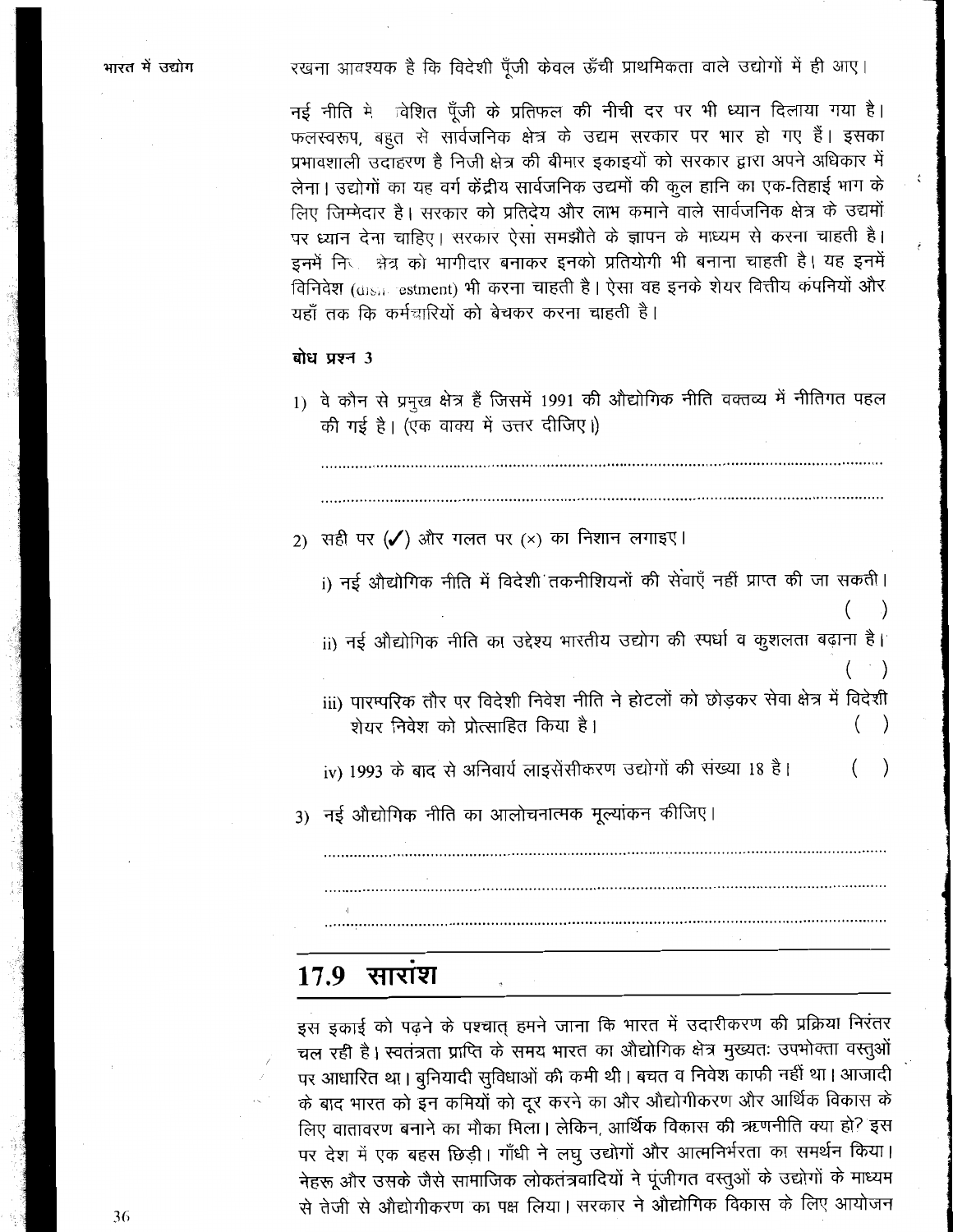रखना आवश्यक है कि विदेशी पूँजी केवल ऊँची प्राथमिकता वाले उद्योगों में ही आए।

नई नीति मे निवेशित पूँजी के प्रतिफल की नीची दर पर भी ध्यान दिलाया गया है। फलस्वरूप, बहुत से सार्वजनिक क्षेत्र के उद्यम सरकार पर भार हो गए हैं। इसका प्रभावशाली उदाहरण है निजी क्षेत्र की बीमार इकाइयों को सरकार द्वारा अपने अधिकार में लेना। उद्योगों का यह वर्ग केंद्रीय सार्वजनिक उद्यमों की कुल हानि का एक-तिहाई भाग के लिए जिम्मेदार है। सरकार को प्रतिदेय और लाभ कमाने वाले सार्वजनिक क्षेत्र के उद्यमों पर ध्यान देना चाहिए। सरकार ऐसा समझौते के ज्ञापन के माध्यम से करना चाहती है। इनमें निजी क्षेत्र को भागीदार बनाकर इनको प्रतियोगी भी बनाना चाहती है। यह इनमें विनिवेश (disinvestment) भी करना चाहती है। ऐसा वह इनके शेयर वित्तीय कंपनियों और यहाँ तक कि कर्मचारियों को बेचकर करना चाहती है।

**बोध प्रश्न 3**

1) वे कौन से प्रमुख क्षेत्र हैं जिसमें 1991 की औद्योगिक नीति वक्तव्य में नीतिगत पहल की गई है। (एक वाक्य में उत्तर दीजिए।)

..........................................................................................................

..........................................................................................................

2) सही पर (✓) और गलत पर (×) का निशान लगाइए।

   i) नई औद्योगिक नीति में विदेशी तकनीशियनों की सेवाएँ नहीं प्राप्त की जा सकती। ( )

   ii) नई औद्योगिक नीति का उद्देश्य भारतीय उद्योग की स्पर्धा व कुशलता बढ़ाना है। ( )

   iii) पारम्परिक तौर पर विदेशी निवेश नीति ने होटलों को छोड़कर सेवा क्षेत्र में विदेशी शेयर निवेश को प्रोत्साहित किया है। ( )

   iv) 1993 के बाद से अनिवार्य लाइसेंसीकरण उद्योगों की संख्या 18 है। ( )

3) नई औद्योगिक नीति का आलोचनात्मक मूल्यांकन कीजिए।

..........................................................................................................

..........................................................................................................

..........................................................................................................

## 17.9 सारांश

इस इकाई को पढ़ने के पश्चात् हमने जाना कि भारत में उदारीकरण की प्रक्रिया निरंतर चल रही है। स्वतंत्रता प्राप्ति के समय भारत का औद्योगिक क्षेत्र मुख्यतः उपभोक्ता वस्तुओं पर आधारित था। बुनियादी सुविधाओं की कमी थी। बचत व निवेश काफी नहीं था। आजादी के बाद भारत को इन कमियों को दूर करने का और औद्योगीकरण और आर्थिक विकास के लिए वातावरण बनाने का मौका मिला। लेकिन, आर्थिक विकास की ऋणनीति क्या हो? इस पर देश में एक बहस छिड़ी। गाँधी ने लघु उद्योगों और आत्मनिर्भरता का समर्थन किया। नेहरू और उसके जैसे सामाजिक लोकतंत्रवादियों ने पूंजीगत वस्तुओं के उद्योगों के माध्यम से तेजी से औद्योगीकरण का पक्ष लिया। सरकार ने औद्योगिक विकास के लिए आयोजन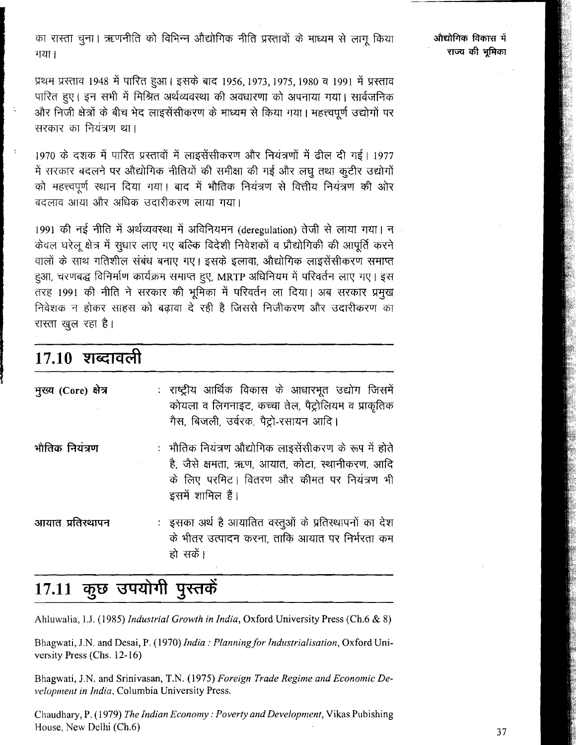का रास्ता चुना। ऋणनीति को विभिन्न औद्योगिक नीति प्रस्तावों के माध्यम से लागू किया गया।

प्रथम प्रस्ताव 1948 में पारित हुआ। इसके बाद 1956, 1973, 1975, 1980 व 1991 में प्रस्ताव पारित हुए। इन सभी में मिश्रित अर्थव्यवस्था की अवधारणा को अपनाया गया। सार्वजनिक और निजी क्षेत्रों के बीच भेद लाइसेंसीकरण के माध्यम से किया गया। महत्त्वपूर्ण उद्योगों पर सरकार का नियंत्रण था।

1970 के दशक में पारित प्रस्तावों में लाइसेंसीकरण और नियंत्रणों में ढील दी गई। 1977 में सरकार बदलने पर औद्योगिक नीतियों की समीक्षा की गई और लघु तथा कुटीर उद्योगों को महत्त्वपूर्ण स्थान दिया गया। बाद में भौतिक नियंत्रण से वित्तीय नियंत्रण की ओर बदलाव आया और अधिक उदारीकरण लाया गया।

1991 की नई नीति में अर्थव्यवस्था में अविनियमन (deregulation) तेजी से लाया गया। न केवल घरेलू क्षेत्र में सुधार लाए गए बल्कि विदेशी निवेशकों व प्रौद्योगिकी की आपूर्ति करने वालों के साथ गतिशील संबंध बनाए गए। इसके इलावा, औद्योगिक लाइसेंसीकरण समाप्त हुआ, चरणबद्ध विनिर्माण कार्यक्रम समाप्त हुए, MRTP अधिनियम में परिवर्तन लाए गए। इस तरह 1991 की नीति ने सरकार की भूमिका में परिवर्तन ला दिया। अब सरकार प्रमुख निवेशक न होकर साहस को बढ़ावा दे रही है जिससे निजीकरण और उदारीकरण का रास्ता खुल रहा है।

## 17.10 शब्दावली

**मुख्य (Core) क्षेत्र** : राष्ट्रीय आर्थिक विकास के आधारभूत उद्योग जिसमें कोयला व लिगनाइट, कच्चा तेल, पैट्रोलियम व प्राकृतिक गैस, बिजली, उर्वरक, पैट्रो-रसायन आदि।

**भौतिक नियंत्रण** : भौतिक नियंत्रण औद्योगिक लाइसेंसीकरण के रूप में होते है, जैसे क्षमता, ऋण, आयात, कोटा, स्थानीकरण, आदि के लिए परमिट। वितरण और कीमत पर नियंत्रण भी इसमें शामिल हैं।

**आयात प्रतिस्थापन** : इसका अर्थ है आयातित वस्तुओं के प्रतिस्थापनों का देश के भीतर उत्पादन करना, ताकि आयात पर निर्भरता कम हो सकें।

## 17.11 कुछ उपयोगी पुस्तकें

Ahluwalia, I.J. (1985) *Industrial Growth in India*, Oxford University Press (Ch.6 & 8)

Bhagwati, J.N. and Desai, P. (1970) *India : Planning for Industrialisation*, Oxford University Press (Chs. 12-16)

Bhagwati, J.N. and Srinivasan, T.N. (1975) *Foreign Trade Regime and Economic Development in India*, Columbia University Press.

Chaudhary, P. (1979) *The Indian Economy : Poverty and Development*, Vikas Pubishing House, New Delhi (Ch.6)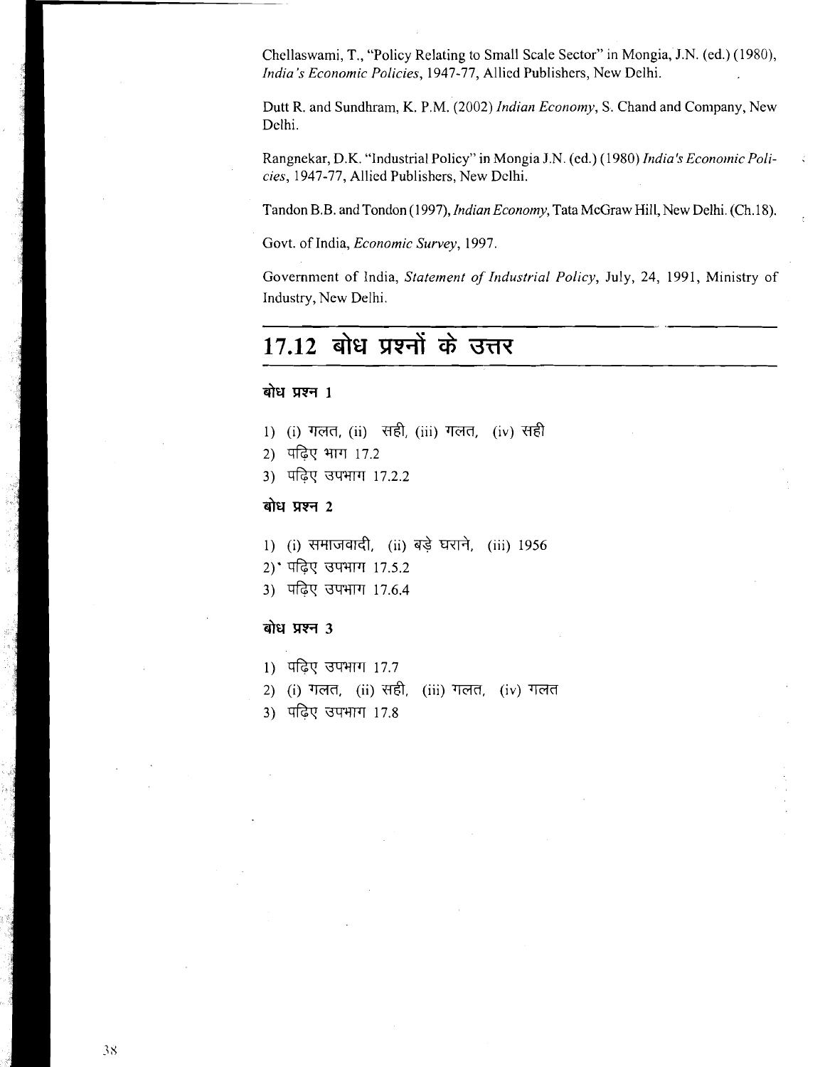Chellaswami, T., "Policy Relating to Small Scale Sector" in Mongia, J.N. (ed.) (1980), *India's Economic Policies*, 1947-77, Allied Publishers, New Delhi.

Dutt R. and Sundhram, K. P.M. (2002) *Indian Economy*, S. Chand and Company, New Delhi.

Rangnekar, D.K. "Industrial Policy" in Mongia J.N. (ed.) (1980) *India's Economic Policies*, 1947-77, Allied Publishers, New Delhi.

Tandon B.B. and Tondon (1997), *Indian Economy*, Tata McGraw Hill, New Delhi. (Ch.18).

Govt. of India, *Economic Survey*, 1997.

Government of India, *Statement of Industrial Policy*, July, 24, 1991, Ministry of Industry, New Delhi.

## 17.12 बोध प्रश्नों के उत्तर

**बोध प्रश्न 1**

1) (i) गलत, (ii) सही, (iii) गलत, (iv) सही
2) पढ़िए भाग 17.2
3) पढ़िए उपभाग 17.2.2

**बोध प्रश्न 2**

1) (i) समाजवादी, (ii) बड़े घराने, (iii) 1956
2) पढ़िए उपभाग 17.5.2
3) पढ़िए उपभाग 17.6.4

**बोध प्रश्न 3**

1) पढ़िए उपभाग 17.7
2) (i) गलत, (ii) सही, (iii) गलत, (iv) गलत
3) पढ़िए उपभाग 17.8